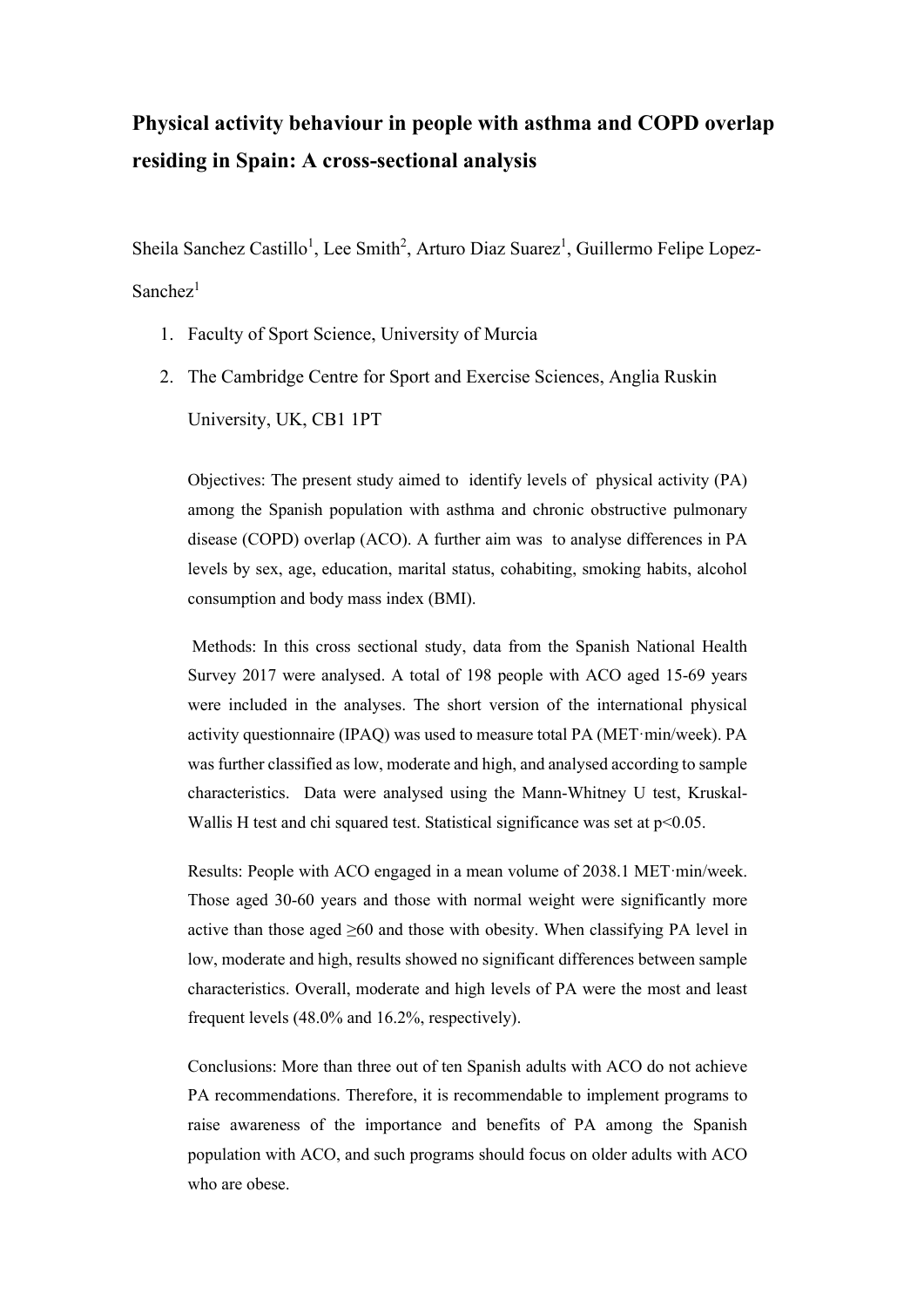# Physical activity behaviour in people with asthma and COPD overlap residing in Spain: A cross-sectional analysis

Sheila Sanchez Castillo[1], Lee Smith[2], Arturo Diaz Suarez[1], Guillermo Felipe Lopez-Sanchez[1]

1. Faculty of Sport Science, University of Murcia
2. The Cambridge Centre for Sport and Exercise Sciences, Anglia Ruskin University, UK, CB1 1PT

Objectives: The present study aimed to identify levels of physical activity (PA) among the Spanish population with asthma and chronic obstructive pulmonary disease (COPD) overlap (ACO). A further aim was to analyse differences in PA levels by sex, age, education, marital status, cohabiting, smoking habits, alcohol consumption and body mass index (BMI).

Methods: In this cross sectional study, data from the Spanish National Health Survey 2017 were analysed. A total of 198 people with ACO aged 15-69 years were included in the analyses. The short version of the international physical activity questionnaire (IPAQ) was used to measure total PA (MET·min/week). PA was further classified as low, moderate and high, and analysed according to sample characteristics. Data were analysed using the Mann-Whitney U test, Kruskal-Wallis H test and chi squared test. Statistical significance was set at $p<0.05$.

Results: People with ACO engaged in a mean volume of 2038.1 MET·min/week. Those aged 30-60 years and those with normal weight were significantly more active than those aged ≥60 and those with obesity. When classifying PA level in low, moderate and high, results showed no significant differences between sample characteristics. Overall, moderate and high levels of PA were the most and least frequent levels (48.0% and 16.2%, respectively).

Conclusions: More than three out of ten Spanish adults with ACO do not achieve PA recommendations. Therefore, it is recommendable to implement programs to raise awareness of the importance and benefits of PA among the Spanish population with ACO, and such programs should focus on older adults with ACO who are obese.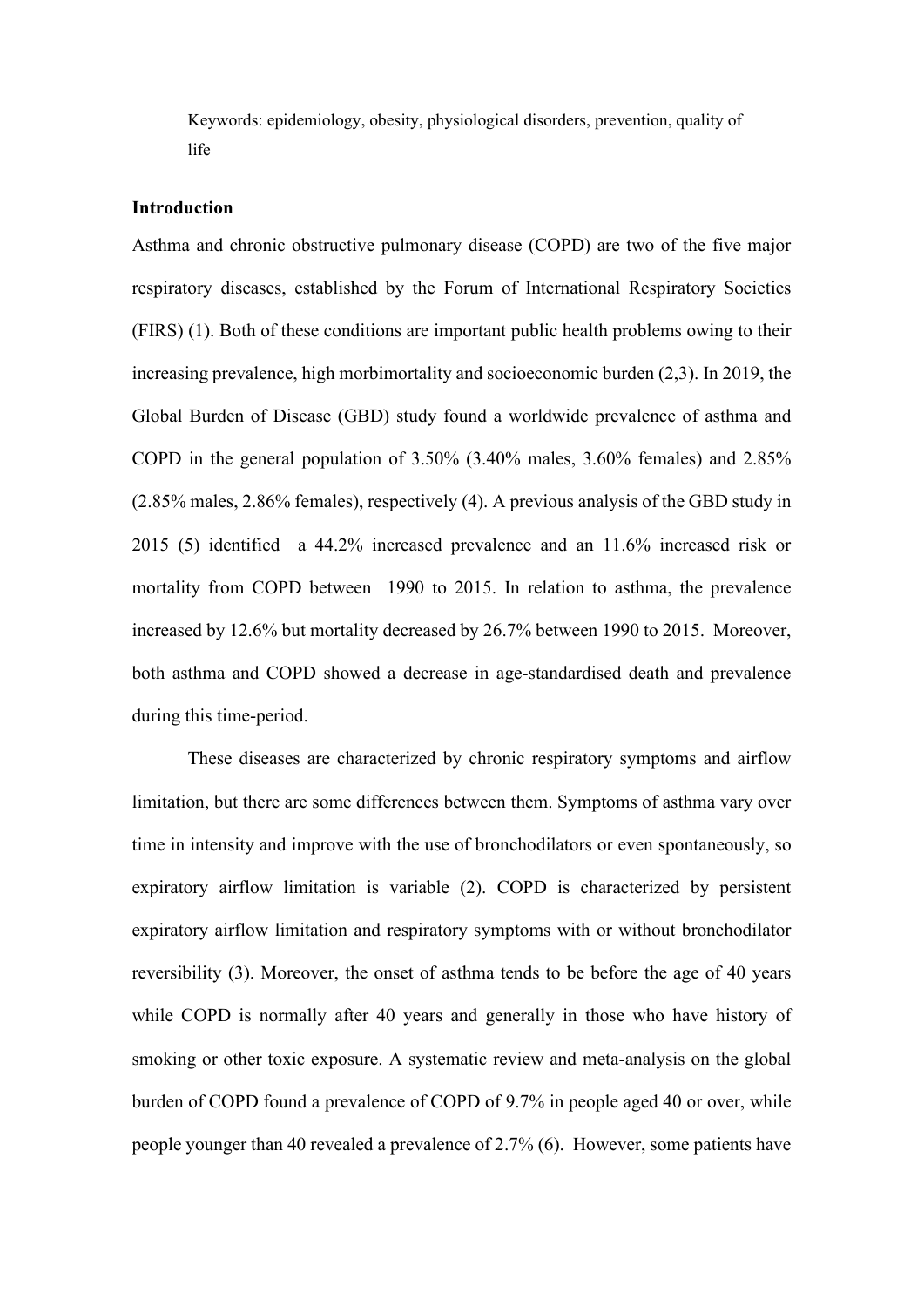Keywords: epidemiology, obesity, physiological disorders, prevention, quality of life

## Introduction

Asthma and chronic obstructive pulmonary disease (COPD) are two of the five major respiratory diseases, established by the Forum of International Respiratory Societies (FIRS) (1). Both of these conditions are important public health problems owing to their increasing prevalence, high morbimortality and socioeconomic burden (2,3). In 2019, the Global Burden of Disease (GBD) study found a worldwide prevalence of asthma and COPD in the general population of 3.50% (3.40% males, 3.60% females) and 2.85% (2.85% males, 2.86% females), respectively (4). A previous analysis of the GBD study in 2015 (5) identified a 44.2% increased prevalence and an 11.6% increased risk or mortality from COPD between 1990 to 2015. In relation to asthma, the prevalence increased by 12.6% but mortality decreased by 26.7% between 1990 to 2015. Moreover, both asthma and COPD showed a decrease in age-standardised death and prevalence during this time-period.

These diseases are characterized by chronic respiratory symptoms and airflow limitation, but there are some differences between them. Symptoms of asthma vary over time in intensity and improve with the use of bronchodilators or even spontaneously, so expiratory airflow limitation is variable (2). COPD is characterized by persistent expiratory airflow limitation and respiratory symptoms with or without bronchodilator reversibility (3). Moreover, the onset of asthma tends to be before the age of 40 years while COPD is normally after 40 years and generally in those who have history of smoking or other toxic exposure. A systematic review and meta-analysis on the global burden of COPD found a prevalence of COPD of 9.7% in people aged 40 or over, while people younger than 40 revealed a prevalence of 2.7% (6). However, some patients have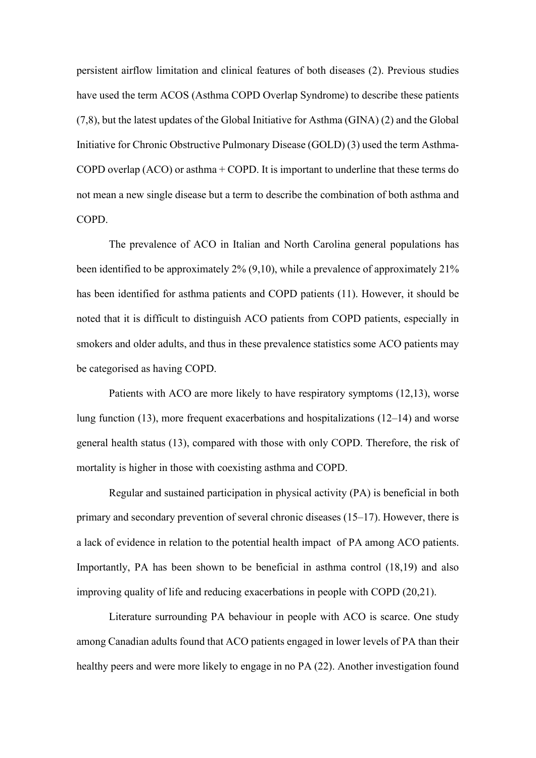persistent airflow limitation and clinical features of both diseases (2). Previous studies have used the term ACOS (Asthma COPD Overlap Syndrome) to describe these patients (7,8), but the latest updates of the Global Initiative for Asthma (GINA) (2) and the Global Initiative for Chronic Obstructive Pulmonary Disease (GOLD) (3) used the term Asthma-COPD overlap (ACO) or asthma + COPD. It is important to underline that these terms do not mean a new single disease but a term to describe the combination of both asthma and COPD.

The prevalence of ACO in Italian and North Carolina general populations has been identified to be approximately 2% (9,10), while a prevalence of approximately 21% has been identified for asthma patients and COPD patients (11). However, it should be noted that it is difficult to distinguish ACO patients from COPD patients, especially in smokers and older adults, and thus in these prevalence statistics some ACO patients may be categorised as having COPD.

Patients with ACO are more likely to have respiratory symptoms (12,13), worse lung function (13), more frequent exacerbations and hospitalizations (12–14) and worse general health status (13), compared with those with only COPD. Therefore, the risk of mortality is higher in those with coexisting asthma and COPD.

Regular and sustained participation in physical activity (PA) is beneficial in both primary and secondary prevention of several chronic diseases (15–17). However, there is a lack of evidence in relation to the potential health impact of PA among ACO patients. Importantly, PA has been shown to be beneficial in asthma control (18,19) and also improving quality of life and reducing exacerbations in people with COPD (20,21).

Literature surrounding PA behaviour in people with ACO is scarce. One study among Canadian adults found that ACO patients engaged in lower levels of PA than their healthy peers and were more likely to engage in no PA (22). Another investigation found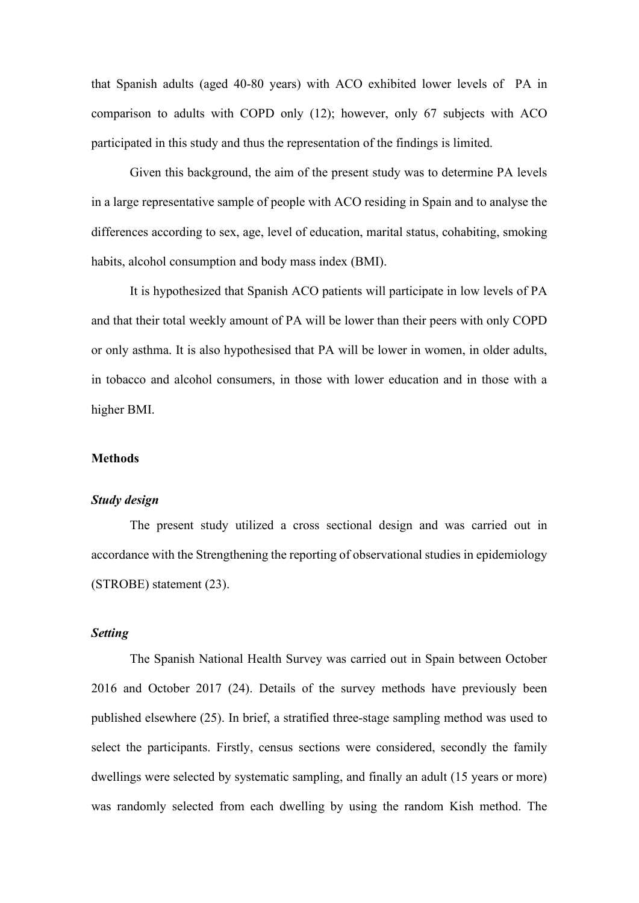that Spanish adults (aged 40-80 years) with ACO exhibited lower levels of PA in comparison to adults with COPD only (12); however, only 67 subjects with ACO participated in this study and thus the representation of the findings is limited.

Given this background, the aim of the present study was to determine PA levels in a large representative sample of people with ACO residing in Spain and to analyse the differences according to sex, age, level of education, marital status, cohabiting, smoking habits, alcohol consumption and body mass index (BMI).

It is hypothesized that Spanish ACO patients will participate in low levels of PA and that their total weekly amount of PA will be lower than their peers with only COPD or only asthma. It is also hypothesised that PA will be lower in women, in older adults, in tobacco and alcohol consumers, in those with lower education and in those with a higher BMI.

## Methods

### *Study design*

The present study utilized a cross sectional design and was carried out in accordance with the Strengthening the reporting of observational studies in epidemiology (STROBE) statement (23).

### *Setting*

The Spanish National Health Survey was carried out in Spain between October 2016 and October 2017 (24). Details of the survey methods have previously been published elsewhere (25). In brief, a stratified three-stage sampling method was used to select the participants. Firstly, census sections were considered, secondly the family dwellings were selected by systematic sampling, and finally an adult (15 years or more) was randomly selected from each dwelling by using the random Kish method. The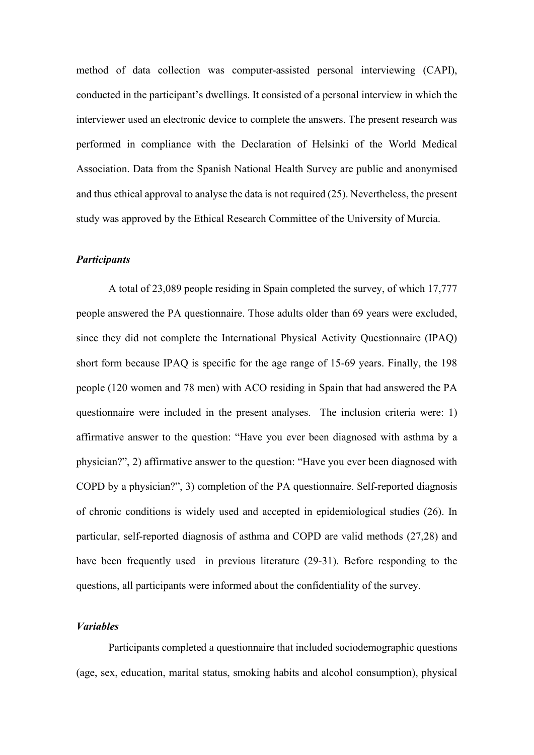method of data collection was computer-assisted personal interviewing (CAPI), conducted in the participant's dwellings. It consisted of a personal interview in which the interviewer used an electronic device to complete the answers. The present research was performed in compliance with the Declaration of Helsinki of the World Medical Association. Data from the Spanish National Health Survey are public and anonymised and thus ethical approval to analyse the data is not required (25). Nevertheless, the present study was approved by the Ethical Research Committee of the University of Murcia.

### *Participants*

A total of 23,089 people residing in Spain completed the survey, of which 17,777 people answered the PA questionnaire. Those adults older than 69 years were excluded, since they did not complete the International Physical Activity Questionnaire (IPAQ) short form because IPAQ is specific for the age range of 15-69 years. Finally, the 198 people (120 women and 78 men) with ACO residing in Spain that had answered the PA questionnaire were included in the present analyses. The inclusion criteria were: 1) affirmative answer to the question: "Have you ever been diagnosed with asthma by a physician?", 2) affirmative answer to the question: "Have you ever been diagnosed with COPD by a physician?", 3) completion of the PA questionnaire. Self-reported diagnosis of chronic conditions is widely used and accepted in epidemiological studies (26). In particular, self-reported diagnosis of asthma and COPD are valid methods (27,28) and have been frequently used in previous literature (29-31). Before responding to the questions, all participants were informed about the confidentiality of the survey.

### *Variables*

Participants completed a questionnaire that included sociodemographic questions (age, sex, education, marital status, smoking habits and alcohol consumption), physical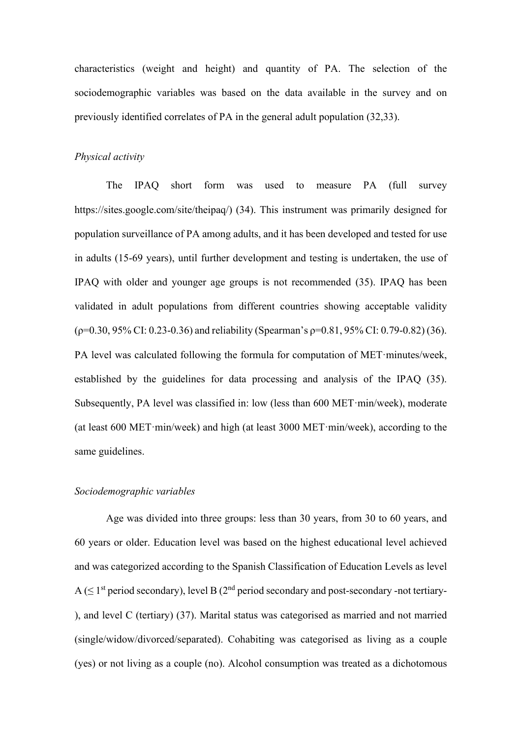characteristics (weight and height) and quantity of PA. The selection of the sociodemographic variables was based on the data available in the survey and on previously identified correlates of PA in the general adult population (32,33).

*Physical activity*

The IPAQ short form was used to measure PA (full survey https://sites.google.com/site/theipaq/) (34). This instrument was primarily designed for population surveillance of PA among adults, and it has been developed and tested for use in adults (15-69 years), until further development and testing is undertaken, the use of IPAQ with older and younger age groups is not recommended (35). IPAQ has been validated in adult populations from different countries showing acceptable validity ($\rho$=0.30, 95% CI: 0.23-0.36) and reliability (Spearman's $\rho$=0.81, 95% CI: 0.79-0.82) (36). PA level was calculated following the formula for computation of MET·minutes/week, established by the guidelines for data processing and analysis of the IPAQ (35). Subsequently, PA level was classified in: low (less than 600 MET·min/week), moderate (at least 600 MET·min/week) and high (at least 3000 MET·min/week), according to the same guidelines.

*Sociodemographic variables*

Age was divided into three groups: less than 30 years, from 30 to 60 years, and 60 years or older. Education level was based on the highest educational level achieved and was categorized according to the Spanish Classification of Education Levels as level A (≤ 1st period secondary), level B (2nd period secondary and post-secondary -not tertiary-), and level C (tertiary) (37). Marital status was categorised as married and not married (single/widow/divorced/separated). Cohabiting was categorised as living as a couple (yes) or not living as a couple (no). Alcohol consumption was treated as a dichotomous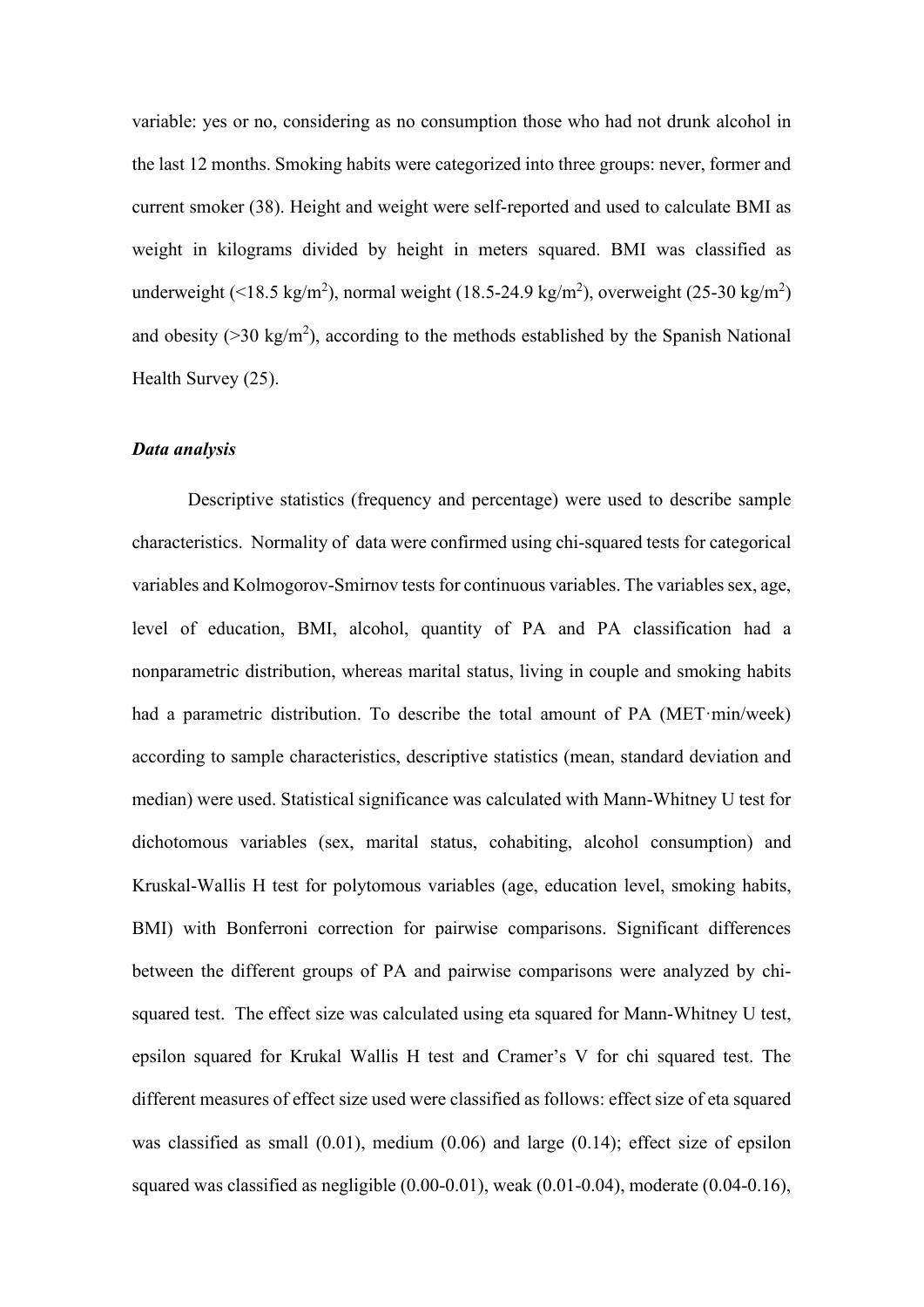variable: yes or no, considering as no consumption those who had not drunk alcohol in the last 12 months. Smoking habits were categorized into three groups: never, former and current smoker (38). Height and weight were self-reported and used to calculate BMI as weight in kilograms divided by height in meters squared. BMI was classified as underweight (<18.5 kg/m$^2$), normal weight (18.5-24.9 kg/m$^2$), overweight (25-30 kg/m$^2$) and obesity (>30 kg/m$^2$), according to the methods established by the Spanish National Health Survey (25).

***Data analysis***

Descriptive statistics (frequency and percentage) were used to describe sample characteristics. Normality of data were confirmed using chi-squared tests for categorical variables and Kolmogorov-Smirnov tests for continuous variables. The variables sex, age, level of education, BMI, alcohol, quantity of PA and PA classification had a nonparametric distribution, whereas marital status, living in couple and smoking habits had a parametric distribution. To describe the total amount of PA (MET·min/week) according to sample characteristics, descriptive statistics (mean, standard deviation and median) were used. Statistical significance was calculated with Mann-Whitney U test for dichotomous variables (sex, marital status, cohabiting, alcohol consumption) and Kruskal-Wallis H test for polytomous variables (age, education level, smoking habits, BMI) with Bonferroni correction for pairwise comparisons. Significant differences between the different groups of PA and pairwise comparisons were analyzed by chi-squared test. The effect size was calculated using eta squared for Mann-Whitney U test, epsilon squared for Krukal Wallis H test and Cramer's V for chi squared test. The different measures of effect size used were classified as follows: effect size of eta squared was classified as small (0.01), medium (0.06) and large (0.14); effect size of epsilon squared was classified as negligible (0.00-0.01), weak (0.01-0.04), moderate (0.04-0.16),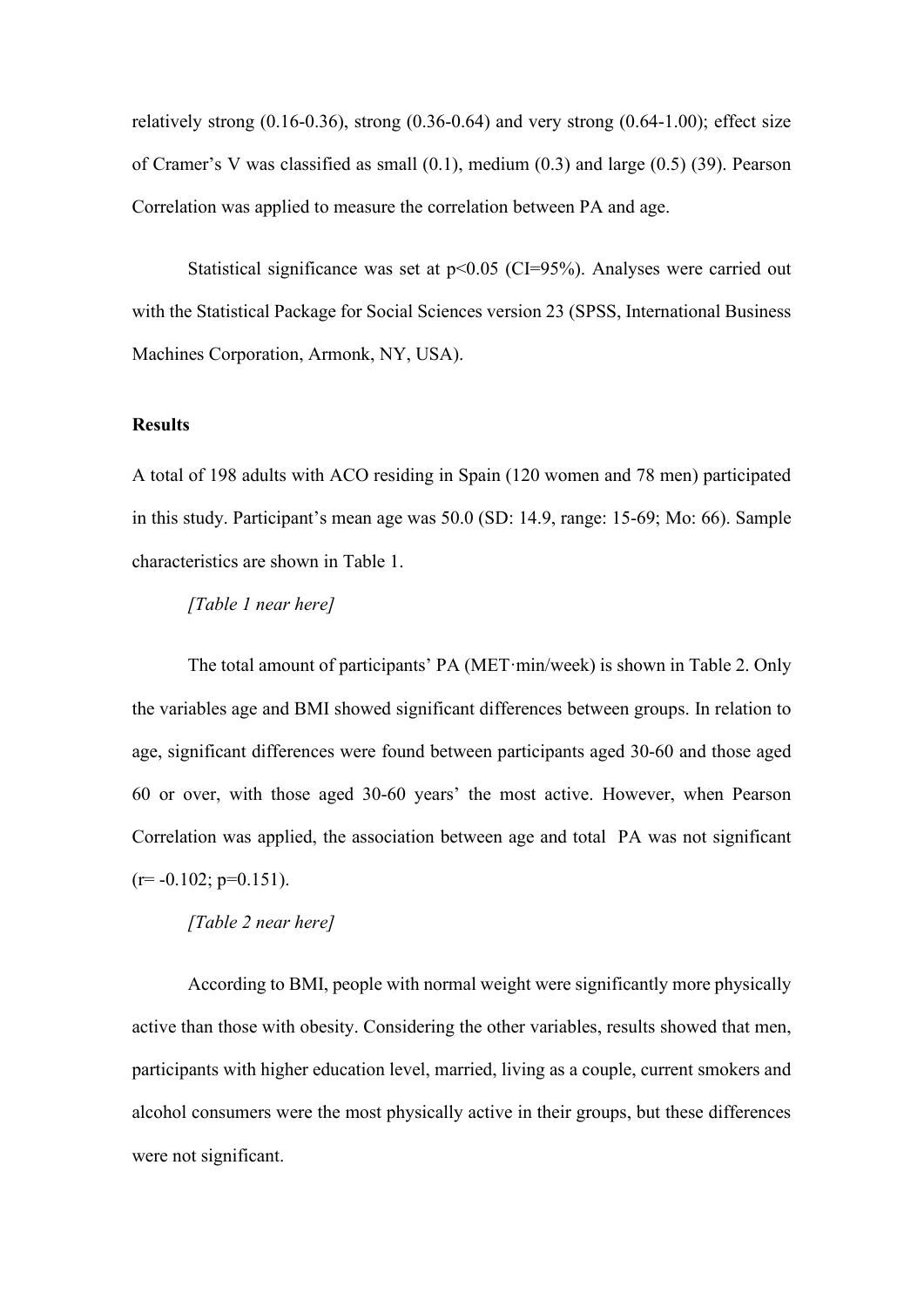relatively strong (0.16-0.36), strong (0.36-0.64) and very strong (0.64-1.00); effect size of Cramer's V was classified as small (0.1), medium (0.3) and large (0.5) (39). Pearson Correlation was applied to measure the correlation between PA and age.

Statistical significance was set at $p<0.05$ (CI=95%). Analyses were carried out with the Statistical Package for Social Sciences version 23 (SPSS, International Business Machines Corporation, Armonk, NY, USA).

**Results**

A total of 198 adults with ACO residing in Spain (120 women and 78 men) participated in this study. Participant's mean age was 50.0 (SD: 14.9, range: 15-69; Mo: 66). Sample characteristics are shown in Table 1.

*[Table 1 near here]*

The total amount of participants' PA (MET·min/week) is shown in Table 2. Only the variables age and BMI showed significant differences between groups. In relation to age, significant differences were found between participants aged 30-60 and those aged 60 or over, with those aged 30-60 years' the most active. However, when Pearson Correlation was applied, the association between age and total PA was not significant ($r= -0.102$; $p=0.151$).

*[Table 2 near here]*

According to BMI, people with normal weight were significantly more physically active than those with obesity. Considering the other variables, results showed that men, participants with higher education level, married, living as a couple, current smokers and alcohol consumers were the most physically active in their groups, but these differences were not significant.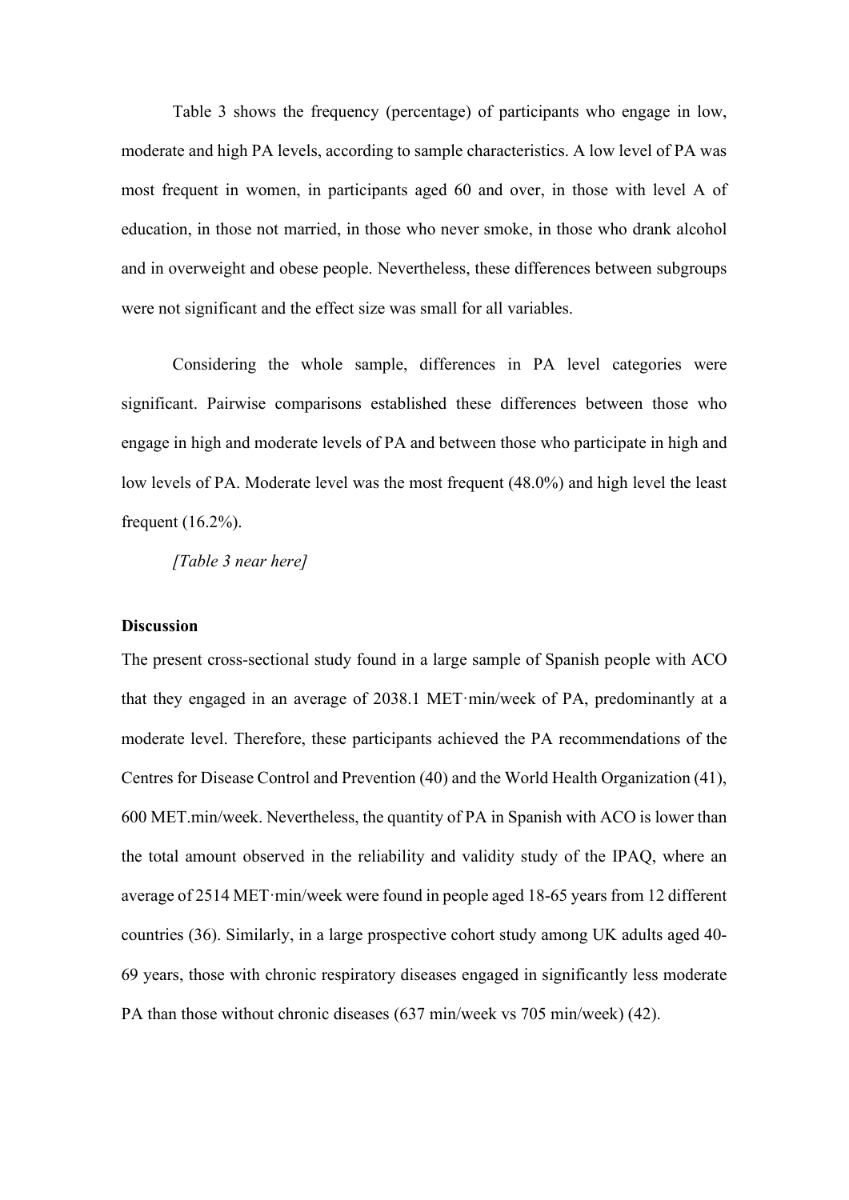Table 3 shows the frequency (percentage) of participants who engage in low, moderate and high PA levels, according to sample characteristics. A low level of PA was most frequent in women, in participants aged 60 and over, in those with level A of education, in those not married, in those who never smoke, in those who drank alcohol and in overweight and obese people. Nevertheless, these differences between subgroups were not significant and the effect size was small for all variables.

Considering the whole sample, differences in PA level categories were significant. Pairwise comparisons established these differences between those who engage in high and moderate levels of PA and between those who participate in high and low levels of PA. Moderate level was the most frequent (48.0%) and high level the least frequent (16.2%).

*[Table 3 near here]*

**Discussion**

The present cross-sectional study found in a large sample of Spanish people with ACO that they engaged in an average of 2038.1 MET·min/week of PA, predominantly at a moderate level. Therefore, these participants achieved the PA recommendations of the Centres for Disease Control and Prevention (40) and the World Health Organization (41), 600 MET.min/week. Nevertheless, the quantity of PA in Spanish with ACO is lower than the total amount observed in the reliability and validity study of the IPAQ, where an average of 2514 MET·min/week were found in people aged 18-65 years from 12 different countries (36). Similarly, in a large prospective cohort study among UK adults aged 40-69 years, those with chronic respiratory diseases engaged in significantly less moderate PA than those without chronic diseases (637 min/week vs 705 min/week) (42).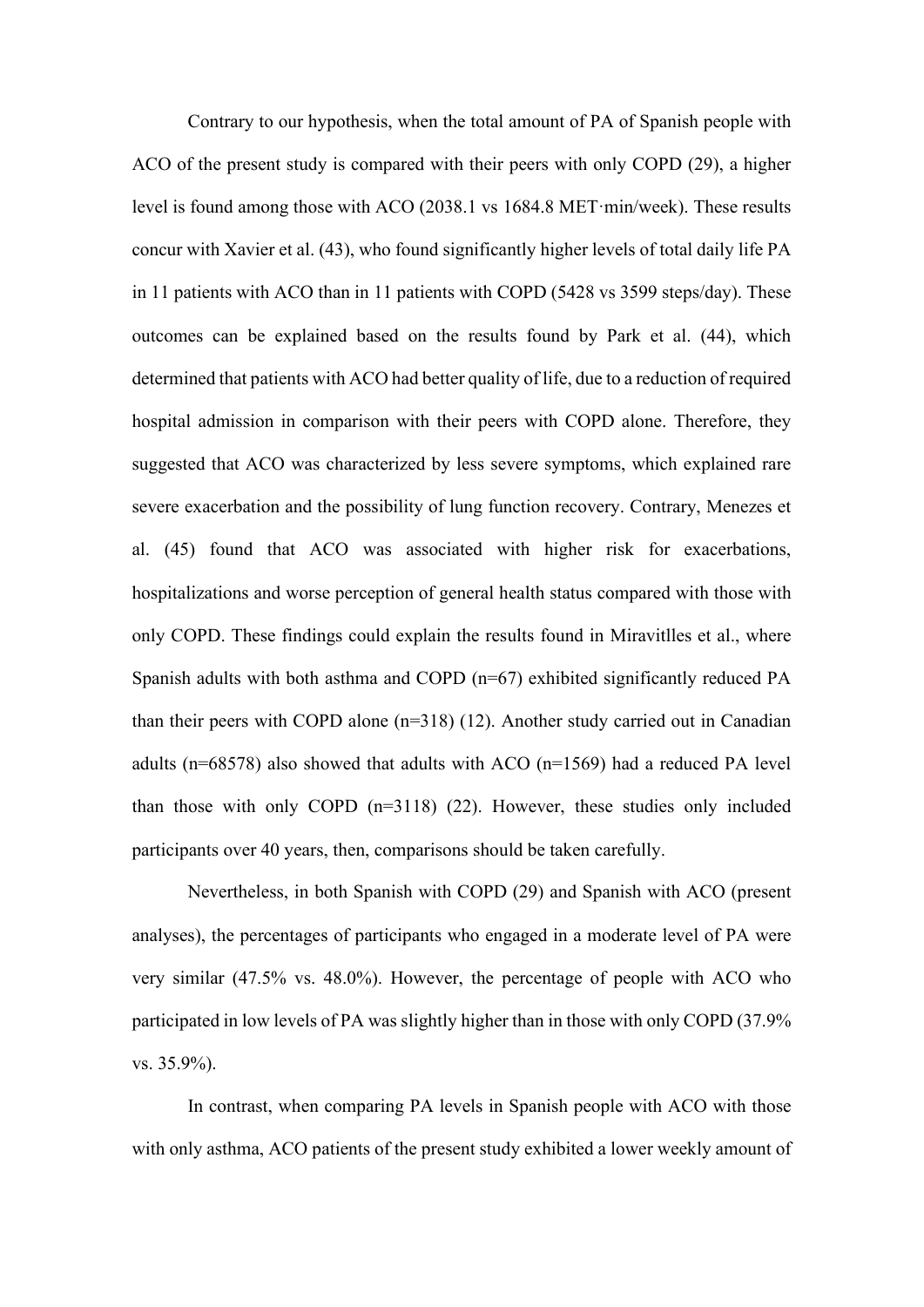Contrary to our hypothesis, when the total amount of PA of Spanish people with ACO of the present study is compared with their peers with only COPD (29), a higher level is found among those with ACO (2038.1 vs 1684.8 MET·min/week). These results concur with Xavier et al. (43), who found significantly higher levels of total daily life PA in 11 patients with ACO than in 11 patients with COPD (5428 vs 3599 steps/day). These outcomes can be explained based on the results found by Park et al. (44), which determined that patients with ACO had better quality of life, due to a reduction of required hospital admission in comparison with their peers with COPD alone. Therefore, they suggested that ACO was characterized by less severe symptoms, which explained rare severe exacerbation and the possibility of lung function recovery. Contrary, Menezes et al. (45) found that ACO was associated with higher risk for exacerbations, hospitalizations and worse perception of general health status compared with those with only COPD. These findings could explain the results found in Miravitlles et al., where Spanish adults with both asthma and COPD (n=67) exhibited significantly reduced PA than their peers with COPD alone (n=318) (12). Another study carried out in Canadian adults (n=68578) also showed that adults with ACO (n=1569) had a reduced PA level than those with only COPD (n=3118) (22). However, these studies only included participants over 40 years, then, comparisons should be taken carefully.

Nevertheless, in both Spanish with COPD (29) and Spanish with ACO (present analyses), the percentages of participants who engaged in a moderate level of PA were very similar (47.5% vs. 48.0%). However, the percentage of people with ACO who participated in low levels of PA was slightly higher than in those with only COPD (37.9% vs. 35.9%).

In contrast, when comparing PA levels in Spanish people with ACO with those with only asthma, ACO patients of the present study exhibited a lower weekly amount of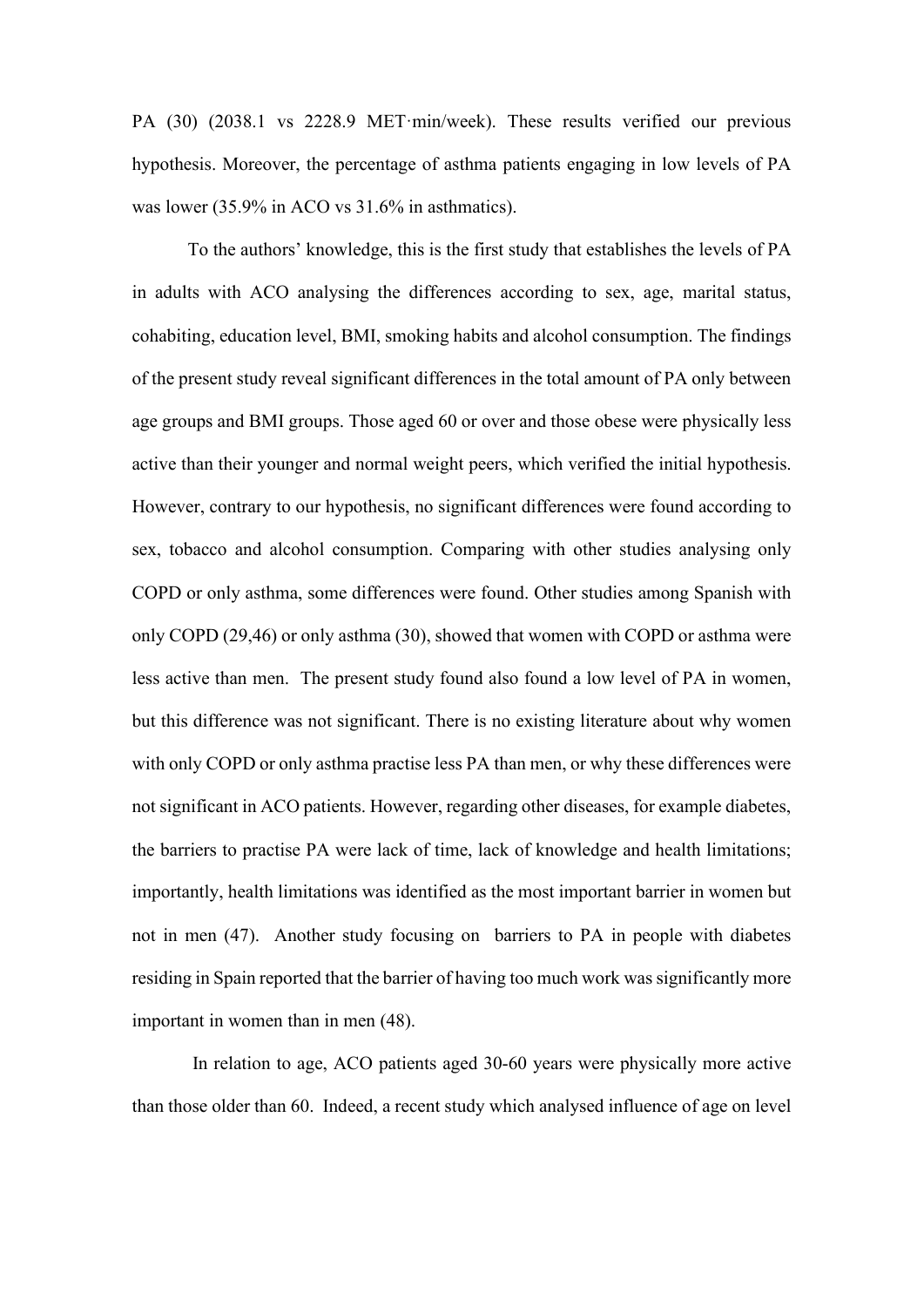PA (30) (2038.1 vs 2228.9 MET·min/week). These results verified our previous hypothesis. Moreover, the percentage of asthma patients engaging in low levels of PA was lower (35.9% in ACO vs 31.6% in asthmatics).

To the authors' knowledge, this is the first study that establishes the levels of PA in adults with ACO analysing the differences according to sex, age, marital status, cohabiting, education level, BMI, smoking habits and alcohol consumption. The findings of the present study reveal significant differences in the total amount of PA only between age groups and BMI groups. Those aged 60 or over and those obese were physically less active than their younger and normal weight peers, which verified the initial hypothesis. However, contrary to our hypothesis, no significant differences were found according to sex, tobacco and alcohol consumption. Comparing with other studies analysing only COPD or only asthma, some differences were found. Other studies among Spanish with only COPD (29,46) or only asthma (30), showed that women with COPD or asthma were less active than men. The present study found also found a low level of PA in women, but this difference was not significant. There is no existing literature about why women with only COPD or only asthma practise less PA than men, or why these differences were not significant in ACO patients. However, regarding other diseases, for example diabetes, the barriers to practise PA were lack of time, lack of knowledge and health limitations; importantly, health limitations was identified as the most important barrier in women but not in men (47). Another study focusing on barriers to PA in people with diabetes residing in Spain reported that the barrier of having too much work was significantly more important in women than in men (48).

In relation to age, ACO patients aged 30-60 years were physically more active than those older than 60. Indeed, a recent study which analysed influence of age on level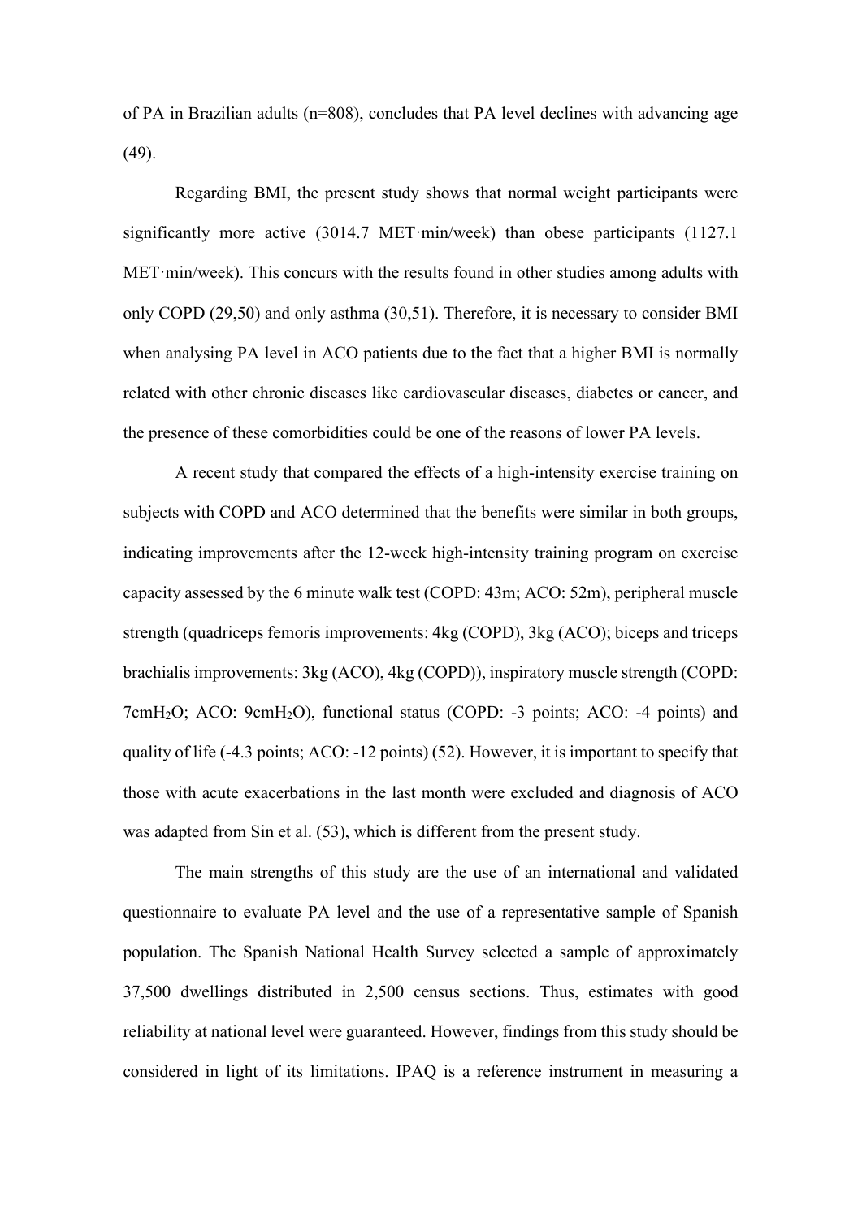of PA in Brazilian adults (n=808), concludes that PA level declines with advancing age (49).

Regarding BMI, the present study shows that normal weight participants were significantly more active (3014.7 MET·min/week) than obese participants (1127.1 MET·min/week). This concurs with the results found in other studies among adults with only COPD (29,50) and only asthma (30,51). Therefore, it is necessary to consider BMI when analysing PA level in ACO patients due to the fact that a higher BMI is normally related with other chronic diseases like cardiovascular diseases, diabetes or cancer, and the presence of these comorbidities could be one of the reasons of lower PA levels.

A recent study that compared the effects of a high-intensity exercise training on subjects with COPD and ACO determined that the benefits were similar in both groups, indicating improvements after the 12-week high-intensity training program on exercise capacity assessed by the 6 minute walk test (COPD: 43m; ACO: 52m), peripheral muscle strength (quadriceps femoris improvements: 4kg (COPD), 3kg (ACO); biceps and triceps brachialis improvements: 3kg (ACO), 4kg (COPD)), inspiratory muscle strength (COPD: 7cm$H_2O$; ACO: 9cm$H_2O$), functional status (COPD: -3 points; ACO: -4 points) and quality of life (-4.3 points; ACO: -12 points) (52). However, it is important to specify that those with acute exacerbations in the last month were excluded and diagnosis of ACO was adapted from Sin et al. (53), which is different from the present study.

The main strengths of this study are the use of an international and validated questionnaire to evaluate PA level and the use of a representative sample of Spanish population. The Spanish National Health Survey selected a sample of approximately 37,500 dwellings distributed in 2,500 census sections. Thus, estimates with good reliability at national level were guaranteed. However, findings from this study should be considered in light of its limitations. IPAQ is a reference instrument in measuring a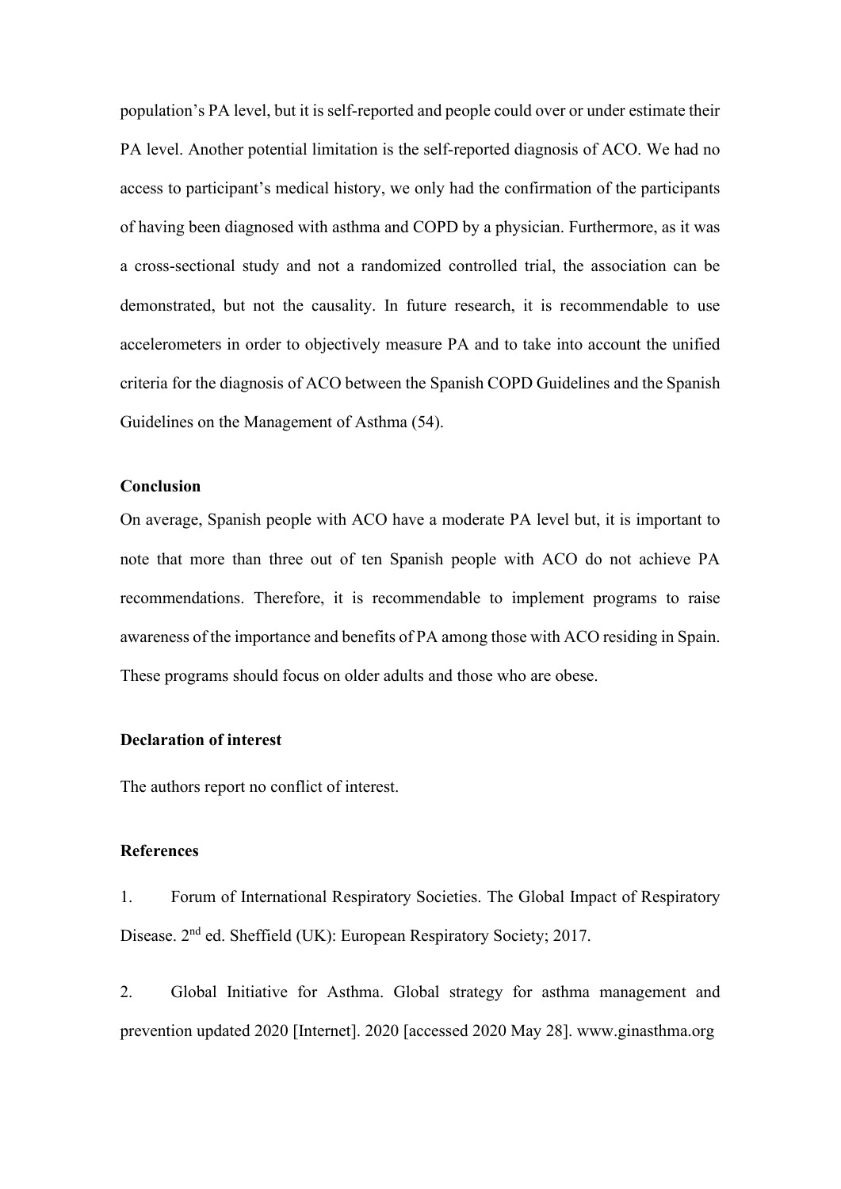population's PA level, but it is self-reported and people could over or under estimate their PA level. Another potential limitation is the self-reported diagnosis of ACO. We had no access to participant's medical history, we only had the confirmation of the participants of having been diagnosed with asthma and COPD by a physician. Furthermore, as it was a cross-sectional study and not a randomized controlled trial, the association can be demonstrated, but not the causality. In future research, it is recommendable to use accelerometers in order to objectively measure PA and to take into account the unified criteria for the diagnosis of ACO between the Spanish COPD Guidelines and the Spanish Guidelines on the Management of Asthma (54).

**Conclusion**

On average, Spanish people with ACO have a moderate PA level but, it is important to note that more than three out of ten Spanish people with ACO do not achieve PA recommendations. Therefore, it is recommendable to implement programs to raise awareness of the importance and benefits of PA among those with ACO residing in Spain. These programs should focus on older adults and those who are obese.

**Declaration of interest**

The authors report no conflict of interest.

**References**

1. Forum of International Respiratory Societies. The Global Impact of Respiratory Disease. 2nd ed. Sheffield (UK): European Respiratory Society; 2017.

2. Global Initiative for Asthma. Global strategy for asthma management and prevention updated 2020 [Internet]. 2020 [accessed 2020 May 28]. www.ginasthma.org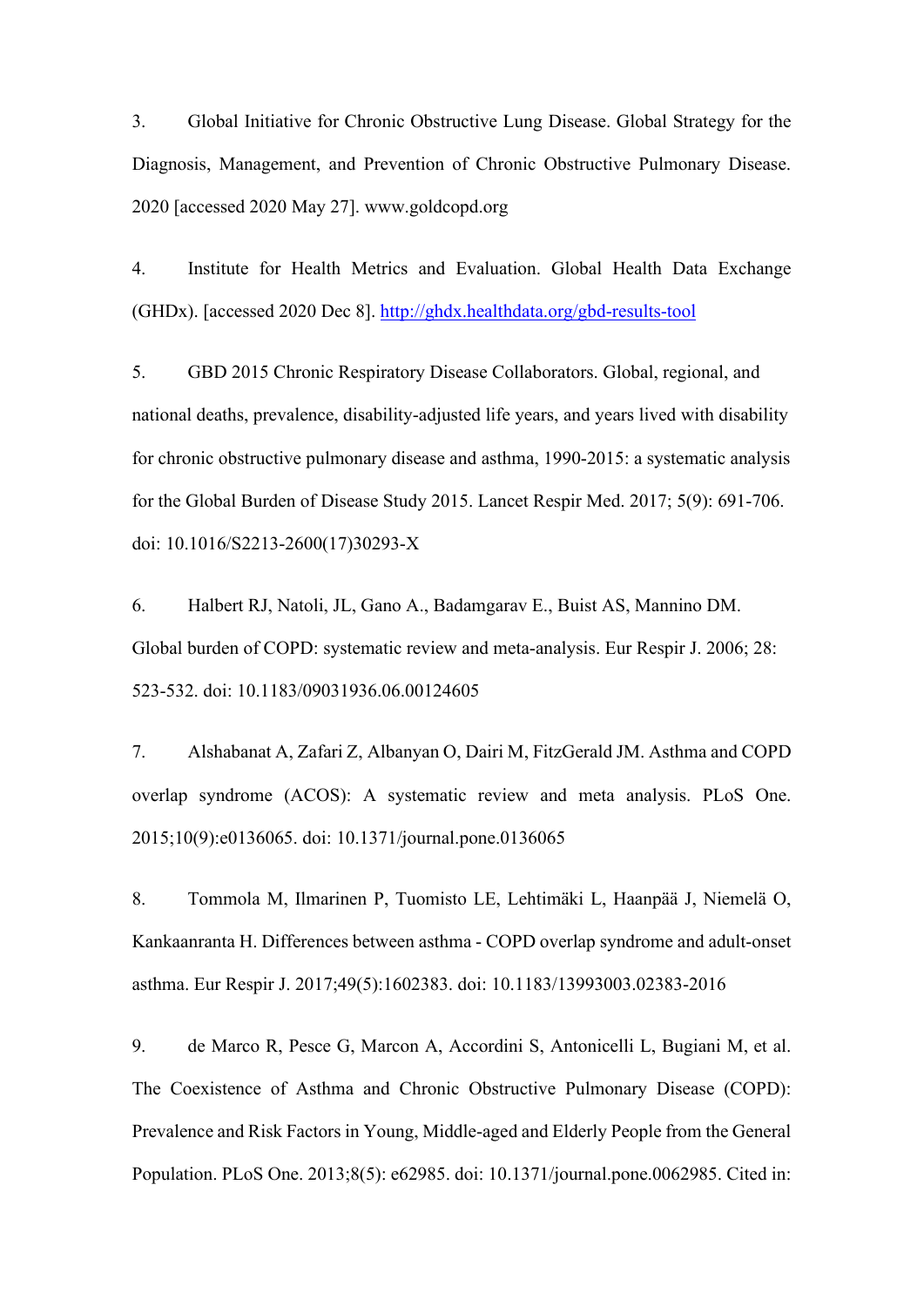3. Global Initiative for Chronic Obstructive Lung Disease. Global Strategy for the Diagnosis, Management, and Prevention of Chronic Obstructive Pulmonary Disease. 2020 [accessed 2020 May 27]. www.goldcopd.org

4. Institute for Health Metrics and Evaluation. Global Health Data Exchange (GHDx). [accessed 2020 Dec 8]. http://ghdx.healthdata.org/gbd-results-tool

5. GBD 2015 Chronic Respiratory Disease Collaborators. Global, regional, and national deaths, prevalence, disability-adjusted life years, and years lived with disability for chronic obstructive pulmonary disease and asthma, 1990-2015: a systematic analysis for the Global Burden of Disease Study 2015. Lancet Respir Med. 2017; 5(9): 691-706. doi: 10.1016/S2213-2600(17)30293-X

6. Halbert RJ, Natoli, JL, Gano A., Badamgarav E., Buist AS, Mannino DM. Global burden of COPD: systematic review and meta-analysis. Eur Respir J. 2006; 28: 523-532. doi: 10.1183/09031936.06.00124605

7. Alshabanat A, Zafari Z, Albanyan O, Dairi M, FitzGerald JM. Asthma and COPD overlap syndrome (ACOS): A systematic review and meta analysis. PLoS One. 2015;10(9):e0136065. doi: 10.1371/journal.pone.0136065

8. Tommola M, Ilmarinen P, Tuomisto LE, Lehtimäki L, Haanpää J, Niemelä O, Kankaanranta H. Differences between asthma - COPD overlap syndrome and adult-onset asthma. Eur Respir J. 2017;49(5):1602383. doi: 10.1183/13993003.02383-2016

9. de Marco R, Pesce G, Marcon A, Accordini S, Antonicelli L, Bugiani M, et al. The Coexistence of Asthma and Chronic Obstructive Pulmonary Disease (COPD): Prevalence and Risk Factors in Young, Middle-aged and Elderly People from the General Population. PLoS One. 2013;8(5): e62985. doi: 10.1371/journal.pone.0062985. Cited in: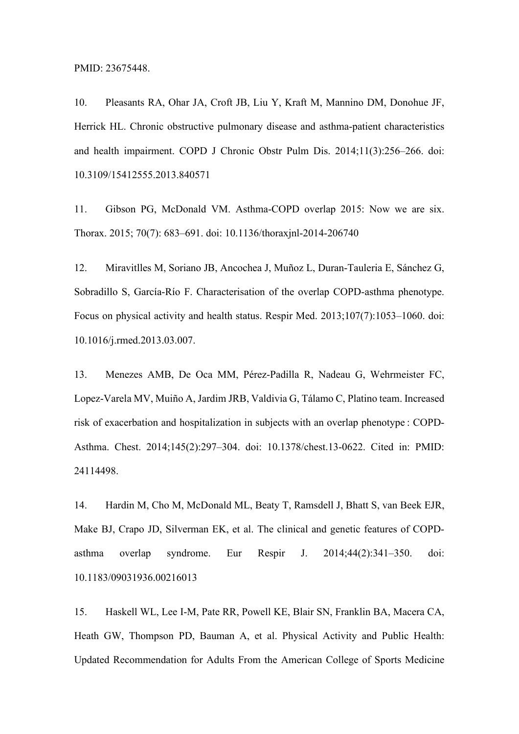PMID: 23675448.

10. Pleasants RA, Ohar JA, Croft JB, Liu Y, Kraft M, Mannino DM, Donohue JF, Herrick HL. Chronic obstructive pulmonary disease and asthma-patient characteristics and health impairment. COPD J Chronic Obstr Pulm Dis. 2014;11(3):256–266. doi: 10.3109/15412555.2013.840571

11. Gibson PG, McDonald VM. Asthma-COPD overlap 2015: Now we are six. Thorax. 2015; 70(7): 683–691. doi: 10.1136/thoraxjnl-2014-206740

12. Miravitlles M, Soriano JB, Ancochea J, Muñoz L, Duran-Tauleria E, Sánchez G, Sobradillo S, García-Río F. Characterisation of the overlap COPD-asthma phenotype. Focus on physical activity and health status. Respir Med. 2013;107(7):1053–1060. doi: 10.1016/j.rmed.2013.03.007.

13. Menezes AMB, De Oca MM, Pérez-Padilla R, Nadeau G, Wehrmeister FC, Lopez-Varela MV, Muiño A, Jardim JRB, Valdivia G, Tálamo C, Platino team. Increased risk of exacerbation and hospitalization in subjects with an overlap phenotype : COPD-Asthma. Chest. 2014;145(2):297–304. doi: 10.1378/chest.13-0622. Cited in: PMID: 24114498.

14. Hardin M, Cho M, McDonald ML, Beaty T, Ramsdell J, Bhatt S, van Beek EJR, Make BJ, Crapo JD, Silverman EK, et al. The clinical and genetic features of COPD-asthma overlap syndrome. Eur Respir J. 2014;44(2):341–350. doi: 10.1183/09031936.00216013

15. Haskell WL, Lee I-M, Pate RR, Powell KE, Blair SN, Franklin BA, Macera CA, Heath GW, Thompson PD, Bauman A, et al. Physical Activity and Public Health: Updated Recommendation for Adults From the American College of Sports Medicine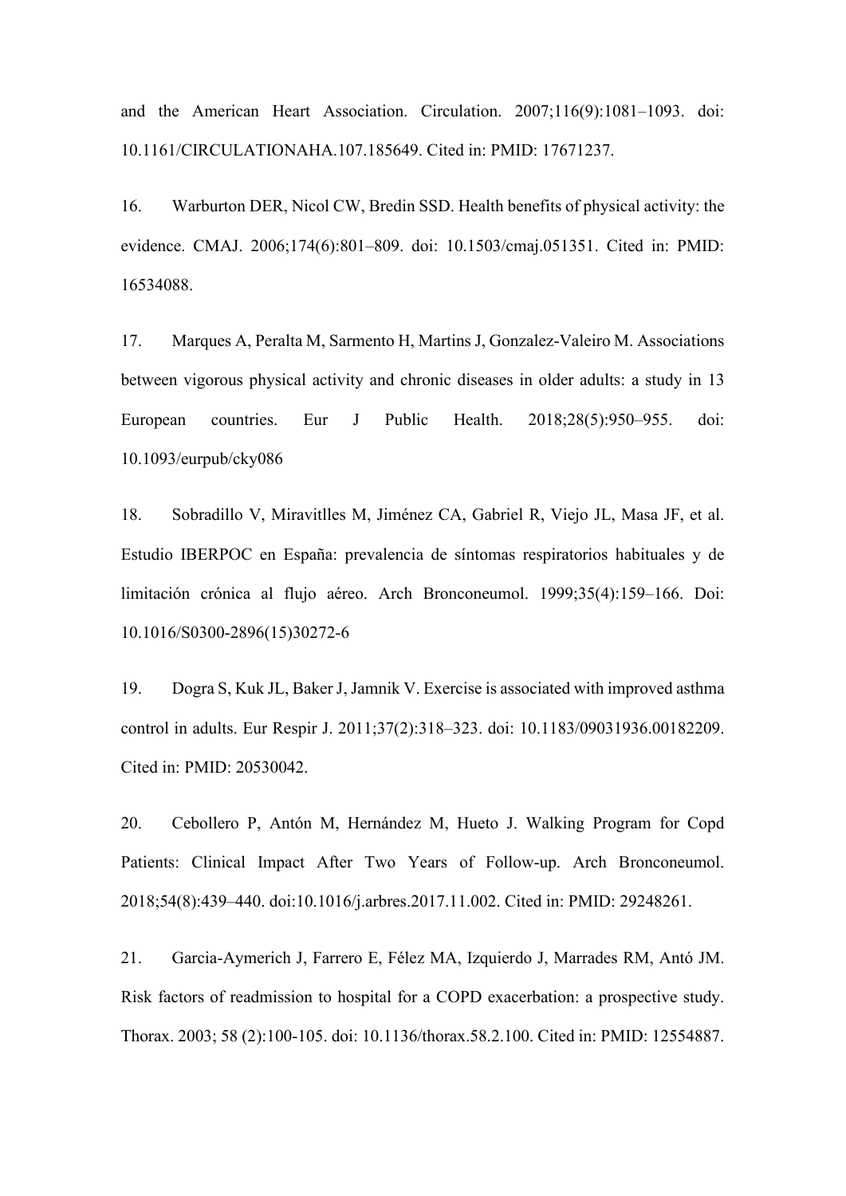and the American Heart Association. Circulation. 2007;116(9):1081–1093. doi: 10.1161/CIRCULATIONAHA.107.185649. Cited in: PMID: 17671237.

16. Warburton DER, Nicol CW, Bredin SSD. Health benefits of physical activity: the evidence. CMAJ. 2006;174(6):801–809. doi: 10.1503/cmaj.051351. Cited in: PMID: 16534088.

17. Marques A, Peralta M, Sarmento H, Martins J, Gonzalez-Valeiro M. Associations between vigorous physical activity and chronic diseases in older adults: a study in 13 European countries. Eur J Public Health. 2018;28(5):950–955. doi: 10.1093/eurpub/cky086

18. Sobradillo V, Miravitlles M, Jiménez CA, Gabriel R, Viejo JL, Masa JF, et al. Estudio IBERPOC en España: prevalencia de síntomas respiratorios habituales y de limitación crónica al flujo aéreo. Arch Bronconeumol. 1999;35(4):159–166. Doi: 10.1016/S0300-2896(15)30272-6

19. Dogra S, Kuk JL, Baker J, Jamnik V. Exercise is associated with improved asthma control in adults. Eur Respir J. 2011;37(2):318–323. doi: 10.1183/09031936.00182209. Cited in: PMID: 20530042.

20. Cebollero P, Antón M, Hernández M, Hueto J. Walking Program for Copd Patients: Clinical Impact After Two Years of Follow-up. Arch Bronconeumol. 2018;54(8):439–440. doi:10.1016/j.arbres.2017.11.002. Cited in: PMID: 29248261.

21. Garcia-Aymerich J, Farrero E, Félez MA, Izquierdo J, Marrades RM, Antó JM. Risk factors of readmission to hospital for a COPD exacerbation: a prospective study. Thorax. 2003; 58 (2):100-105. doi: 10.1136/thorax.58.2.100. Cited in: PMID: 12554887.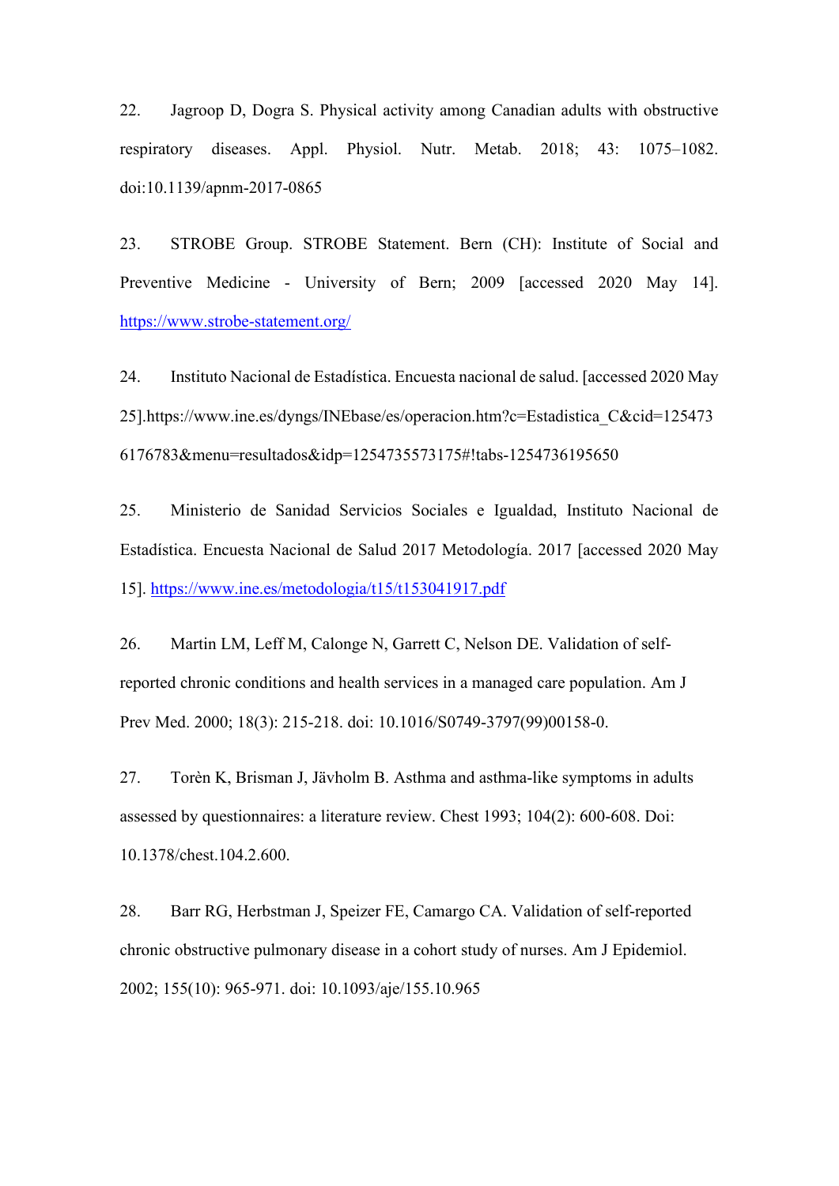22. Jagroop D, Dogra S. Physical activity among Canadian adults with obstructive respiratory diseases. Appl. Physiol. Nutr. Metab. 2018; 43: 1075–1082. doi:10.1139/apnm-2017-0865

23. STROBE Group. STROBE Statement. Bern (CH): Institute of Social and Preventive Medicine - University of Bern; 2009 [accessed 2020 May 14]. https://www.strobe-statement.org/

24. Instituto Nacional de Estadística. Encuesta nacional de salud. [accessed 2020 May 25].https://www.ine.es/dyngs/INEbase/es/operacion.htm?c=Estadistica_C&cid=1254736176783&menu=resultados&idp=1254735573175#!tabs-1254736195650

25. Ministerio de Sanidad Servicios Sociales e Igualdad, Instituto Nacional de Estadística. Encuesta Nacional de Salud 2017 Metodología. 2017 [accessed 2020 May 15]. https://www.ine.es/metodologia/t15/t153041917.pdf

26. Martin LM, Leff M, Calonge N, Garrett C, Nelson DE. Validation of self-reported chronic conditions and health services in a managed care population. Am J Prev Med. 2000; 18(3): 215-218. doi: 10.1016/S0749-3797(99)00158-0.

27. Torèn K, Brisman J, Jävholm B. Asthma and asthma-like symptoms in adults assessed by questionnaires: a literature review. Chest 1993; 104(2): 600-608. Doi: 10.1378/chest.104.2.600.

28. Barr RG, Herbstman J, Speizer FE, Camargo CA. Validation of self-reported chronic obstructive pulmonary disease in a cohort study of nurses. Am J Epidemiol. 2002; 155(10): 965-971. doi: 10.1093/aje/155.10.965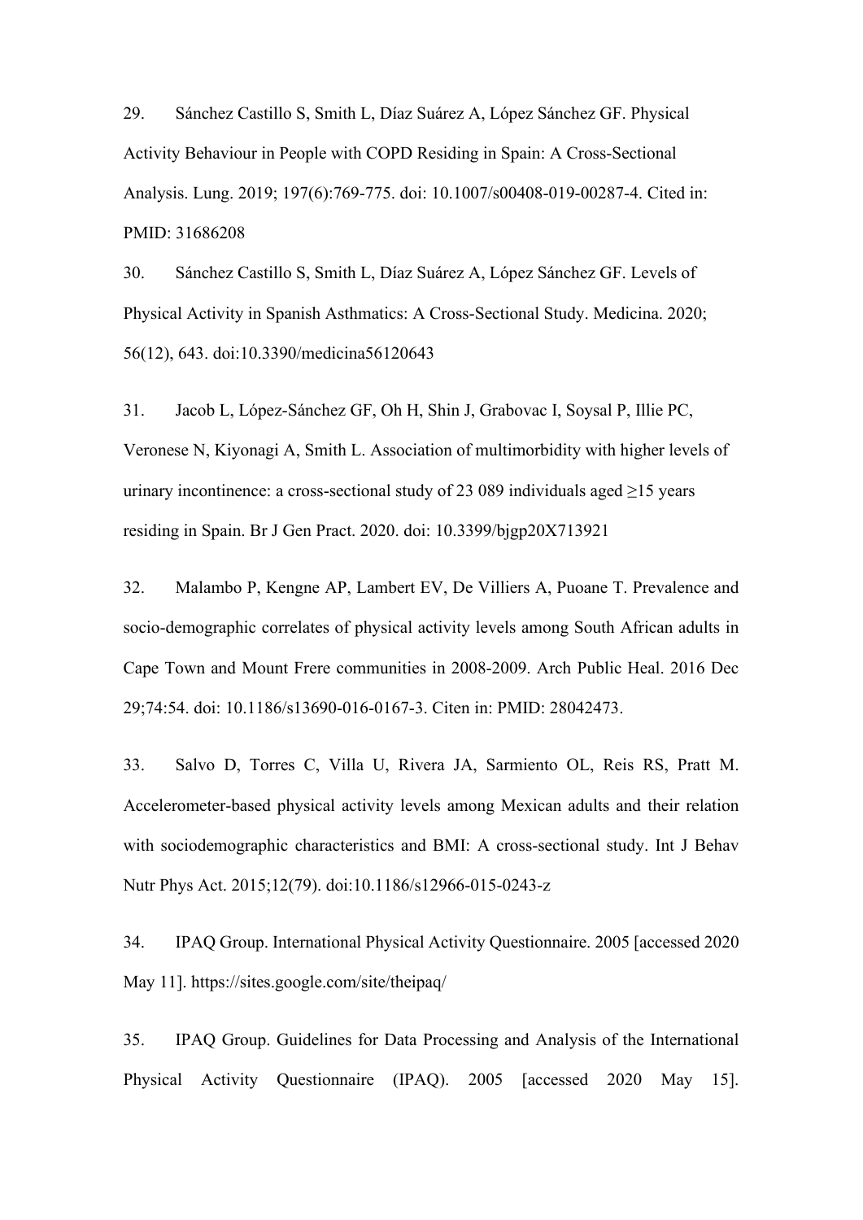29. Sánchez Castillo S, Smith L, Díaz Suárez A, López Sánchez GF. Physical Activity Behaviour in People with COPD Residing in Spain: A Cross-Sectional Analysis. Lung. 2019; 197(6):769-775. doi: 10.1007/s00408-019-00287-4. Cited in: PMID: 31686208

30. Sánchez Castillo S, Smith L, Díaz Suárez A, López Sánchez GF. Levels of Physical Activity in Spanish Asthmatics: A Cross-Sectional Study. Medicina. 2020; 56(12), 643. doi:10.3390/medicina56120643

31. Jacob L, López-Sánchez GF, Oh H, Shin J, Grabovac I, Soysal P, Illie PC, Veronese N, Kiyonagi A, Smith L. Association of multimorbidity with higher levels of urinary incontinence: a cross-sectional study of 23 089 individuals aged ≥15 years residing in Spain. Br J Gen Pract. 2020. doi: 10.3399/bjgp20X713921

32. Malambo P, Kengne AP, Lambert EV, De Villiers A, Puoane T. Prevalence and socio-demographic correlates of physical activity levels among South African adults in Cape Town and Mount Frere communities in 2008-2009. Arch Public Heal. 2016 Dec 29;74:54. doi: 10.1186/s13690-016-0167-3. Citen in: PMID: 28042473.

33. Salvo D, Torres C, Villa U, Rivera JA, Sarmiento OL, Reis RS, Pratt M. Accelerometer-based physical activity levels among Mexican adults and their relation with sociodemographic characteristics and BMI: A cross-sectional study. Int J Behav Nutr Phys Act. 2015;12(79). doi:10.1186/s12966-015-0243-z

34. IPAQ Group. International Physical Activity Questionnaire. 2005 [accessed 2020 May 11]. https://sites.google.com/site/theipaq/

35. IPAQ Group. Guidelines for Data Processing and Analysis of the International Physical Activity Questionnaire (IPAQ). 2005 [accessed 2020 May 15].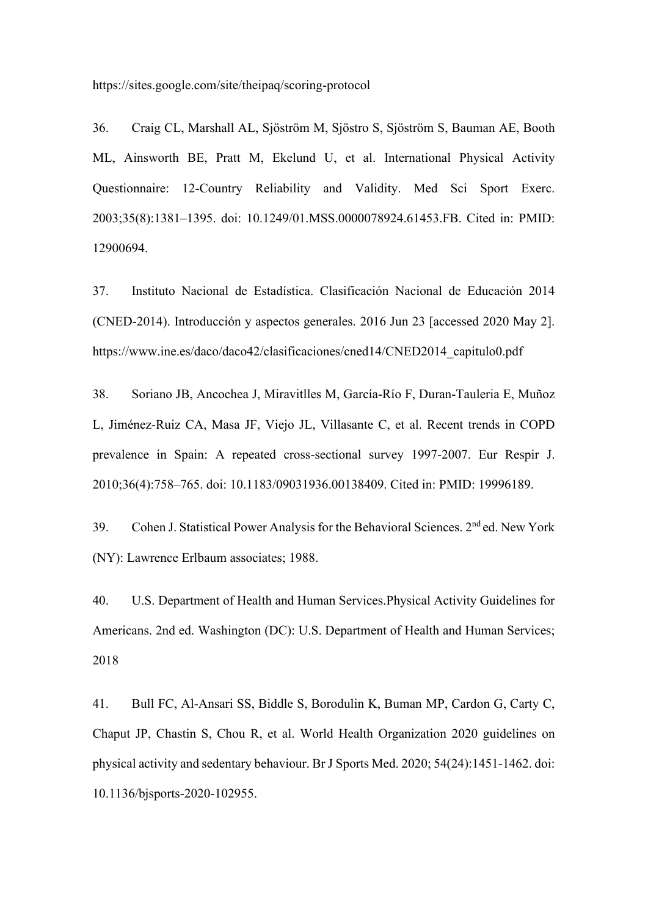https://sites.google.com/site/theipaq/scoring-protocol

36. Craig CL, Marshall AL, Sjöström M, Sjöstro S, Sjöström S, Bauman AE, Booth ML, Ainsworth BE, Pratt M, Ekelund U, et al. International Physical Activity Questionnaire: 12-Country Reliability and Validity. Med Sci Sport Exerc. 2003;35(8):1381–1395. doi: 10.1249/01.MSS.0000078924.61453.FB. Cited in: PMID: 12900694.

37. Instituto Nacional de Estadística. Clasificación Nacional de Educación 2014 (CNED-2014). Introducción y aspectos generales. 2016 Jun 23 [accessed 2020 May 2]. https://www.ine.es/daco/daco42/clasificaciones/cned14/CNED2014_capitulo0.pdf

38. Soriano JB, Ancochea J, Miravitlles M, García-Río F, Duran-Tauleria E, Muñoz L, Jiménez-Ruiz CA, Masa JF, Viejo JL, Villasante C, et al. Recent trends in COPD prevalence in Spain: A repeated cross-sectional survey 1997-2007. Eur Respir J. 2010;36(4):758–765. doi: 10.1183/09031936.00138409. Cited in: PMID: 19996189.

39. Cohen J. Statistical Power Analysis for the Behavioral Sciences. 2nd ed. New York (NY): Lawrence Erlbaum associates; 1988.

40. U.S. Department of Health and Human Services.Physical Activity Guidelines for Americans. 2nd ed. Washington (DC): U.S. Department of Health and Human Services; 2018

41. Bull FC, Al-Ansari SS, Biddle S, Borodulin K, Buman MP, Cardon G, Carty C, Chaput JP, Chastin S, Chou R, et al. World Health Organization 2020 guidelines on physical activity and sedentary behaviour. Br J Sports Med. 2020; 54(24):1451-1462. doi: 10.1136/bjsports-2020-102955.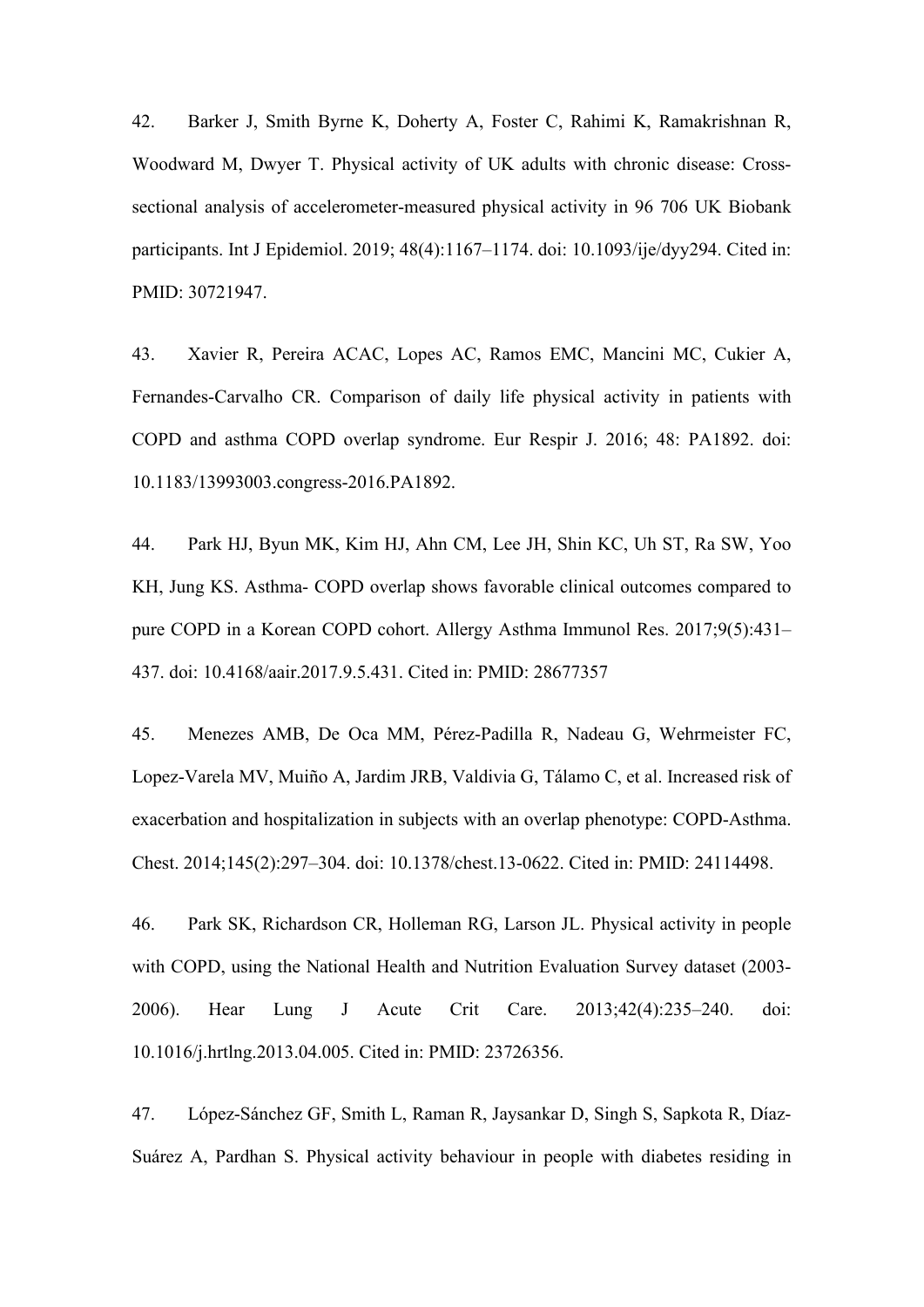42. Barker J, Smith Byrne K, Doherty A, Foster C, Rahimi K, Ramakrishnan R, Woodward M, Dwyer T. Physical activity of UK adults with chronic disease: Cross-sectional analysis of accelerometer-measured physical activity in 96 706 UK Biobank participants. Int J Epidemiol. 2019; 48(4):1167–1174. doi: 10.1093/ije/dyy294. Cited in: PMID: 30721947.

43. Xavier R, Pereira ACAC, Lopes AC, Ramos EMC, Mancini MC, Cukier A, Fernandes-Carvalho CR. Comparison of daily life physical activity in patients with COPD and asthma COPD overlap syndrome. Eur Respir J. 2016; 48: PA1892. doi: 10.1183/13993003.congress-2016.PA1892.

44. Park HJ, Byun MK, Kim HJ, Ahn CM, Lee JH, Shin KC, Uh ST, Ra SW, Yoo KH, Jung KS. Asthma- COPD overlap shows favorable clinical outcomes compared to pure COPD in a Korean COPD cohort. Allergy Asthma Immunol Res. 2017;9(5):431–437. doi: 10.4168/aair.2017.9.5.431. Cited in: PMID: 28677357

45. Menezes AMB, De Oca MM, Pérez-Padilla R, Nadeau G, Wehrmeister FC, Lopez-Varela MV, Muiño A, Jardim JRB, Valdivia G, Tálamo C, et al. Increased risk of exacerbation and hospitalization in subjects with an overlap phenotype: COPD-Asthma. Chest. 2014;145(2):297–304. doi: 10.1378/chest.13-0622. Cited in: PMID: 24114498.

46. Park SK, Richardson CR, Holleman RG, Larson JL. Physical activity in people with COPD, using the National Health and Nutrition Evaluation Survey dataset (2003-2006). Hear Lung J Acute Crit Care. 2013;42(4):235–240. doi: 10.1016/j.hrtlng.2013.04.005. Cited in: PMID: 23726356.

47. López-Sánchez GF, Smith L, Raman R, Jaysankar D, Singh S, Sapkota R, Díaz-Suárez A, Pardhan S. Physical activity behaviour in people with diabetes residing in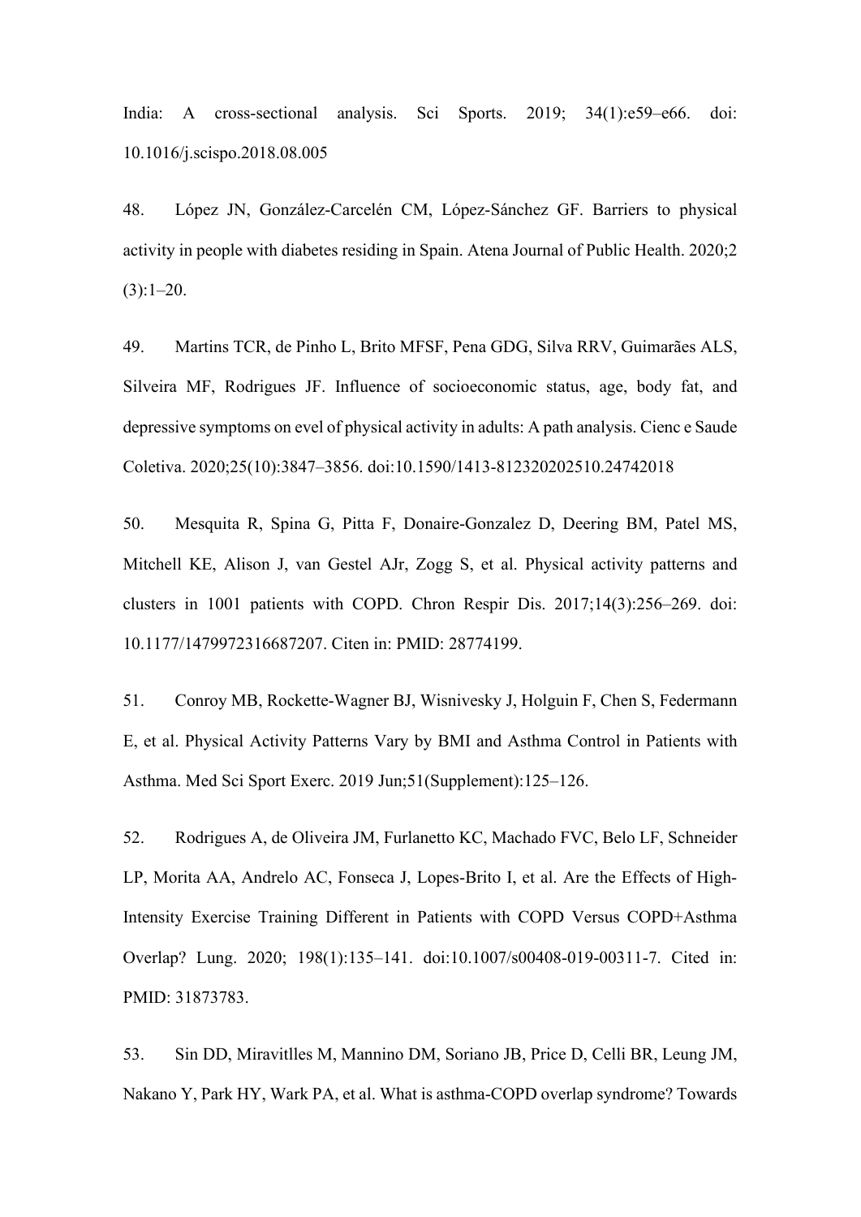India: A cross-sectional analysis. Sci Sports. 2019; 34(1):e59–e66. doi: 10.1016/j.scispo.2018.08.005

48. López JN, González-Carcelén CM, López-Sánchez GF. Barriers to physical activity in people with diabetes residing in Spain. Atena Journal of Public Health. 2020;2 (3):1–20.

49. Martins TCR, de Pinho L, Brito MFSF, Pena GDG, Silva RRV, Guimarães ALS, Silveira MF, Rodrigues JF. Influence of socioeconomic status, age, body fat, and depressive symptoms on evel of physical activity in adults: A path analysis. Cienc e Saude Coletiva. 2020;25(10):3847–3856. doi:10.1590/1413-812320202510.24742018

50. Mesquita R, Spina G, Pitta F, Donaire-Gonzalez D, Deering BM, Patel MS, Mitchell KE, Alison J, van Gestel AJr, Zogg S, et al. Physical activity patterns and clusters in 1001 patients with COPD. Chron Respir Dis. 2017;14(3):256–269. doi: 10.1177/1479972316687207. Citen in: PMID: 28774199.

51. Conroy MB, Rockette-Wagner BJ, Wisnivesky J, Holguin F, Chen S, Federmann E, et al. Physical Activity Patterns Vary by BMI and Asthma Control in Patients with Asthma. Med Sci Sport Exerc. 2019 Jun;51(Supplement):125–126.

52. Rodrigues A, de Oliveira JM, Furlanetto KC, Machado FVC, Belo LF, Schneider LP, Morita AA, Andrelo AC, Fonseca J, Lopes-Brito I, et al. Are the Effects of High-Intensity Exercise Training Different in Patients with COPD Versus COPD+Asthma Overlap? Lung. 2020; 198(1):135–141. doi:10.1007/s00408-019-00311-7. Cited in: PMID: 31873783.

53. Sin DD, Miravitlles M, Mannino DM, Soriano JB, Price D, Celli BR, Leung JM, Nakano Y, Park HY, Wark PA, et al. What is asthma-COPD overlap syndrome? Towards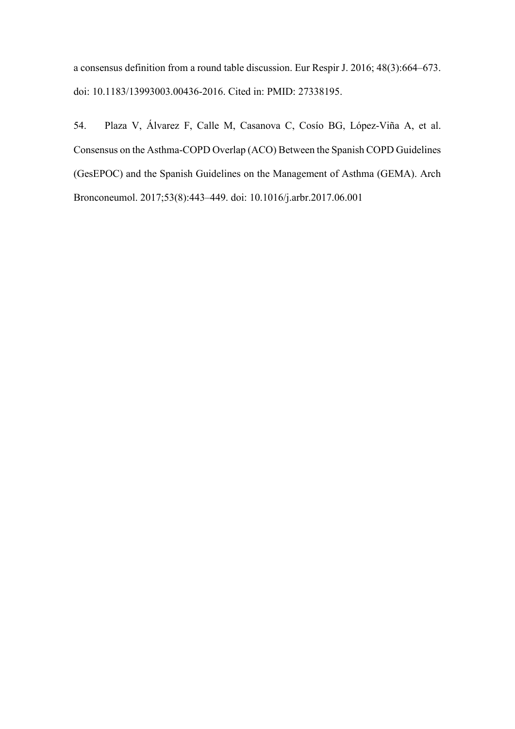a consensus definition from a round table discussion. Eur Respir J. 2016; 48(3):664–673. doi: 10.1183/13993003.00436-2016. Cited in: PMID: 27338195.

54. Plaza V, Álvarez F, Calle M, Casanova C, Cosío BG, López-Viña A, et al. Consensus on the Asthma-COPD Overlap (ACO) Between the Spanish COPD Guidelines (GesEPOC) and the Spanish Guidelines on the Management of Asthma (GEMA). Arch Bronconeumol. 2017;53(8):443–449. doi: 10.1016/j.arbr.2017.06.001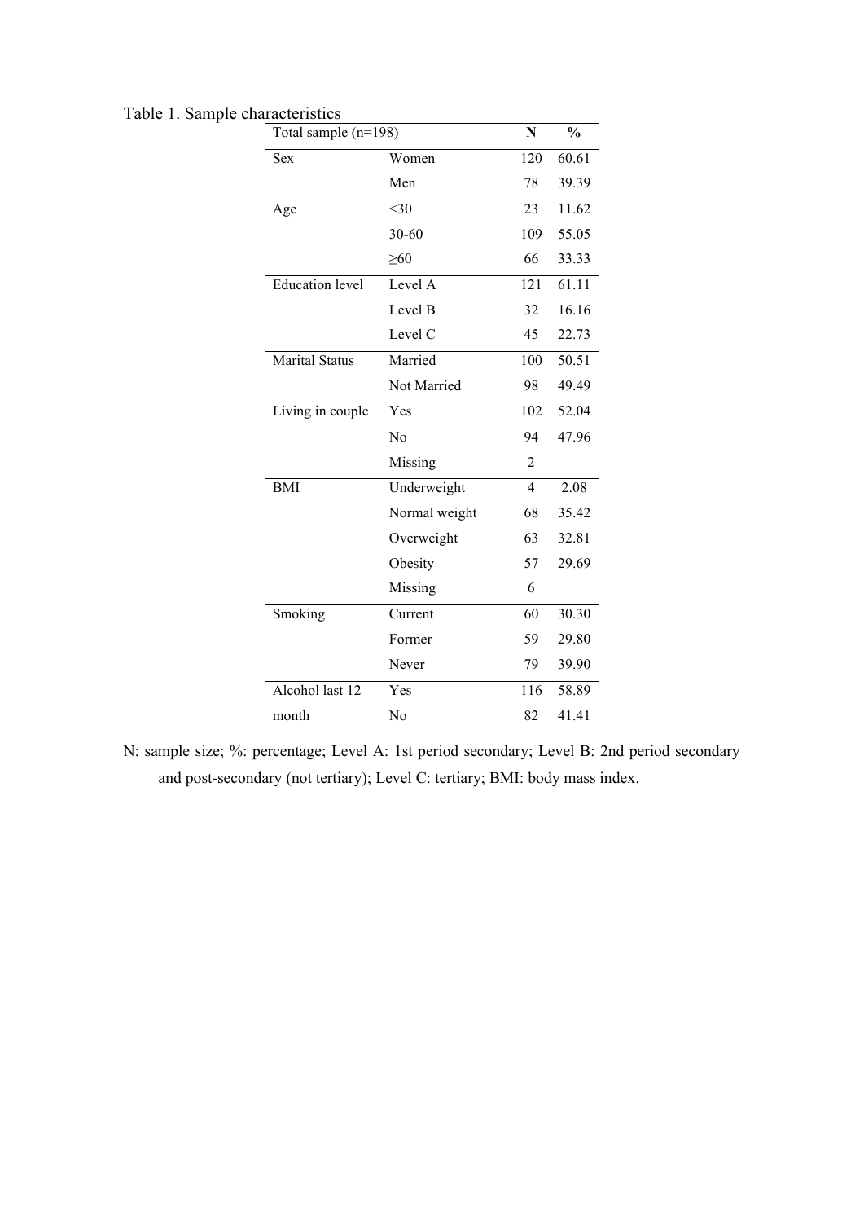Table 1. Sample characteristics

| Total sample (n=198) | | N | % |
|---|---|---|---|
| Sex | Women | 120 | 60.61 |
| | Men | 78 | 39.39 |
| Age | <30 | 23 | 11.62 |
| | 30-60 | 109 | 55.05 |
| | ≥60 | 66 | 33.33 |
| Education level | Level A | 121 | 61.11 |
| | Level B | 32 | 16.16 |
| | Level C | 45 | 22.73 |
| Marital Status | Married | 100 | 50.51 |
| | Not Married | 98 | 49.49 |
| Living in couple | Yes | 102 | 52.04 |
| | No | 94 | 47.96 |
| | Missing | 2 | |
| BMI | Underweight | 4 | 2.08 |
| | Normal weight | 68 | 35.42 |
| | Overweight | 63 | 32.81 |
| | Obesity | 57 | 29.69 |
| | Missing | 6 | |
| Smoking | Current | 60 | 30.30 |
| | Former | 59 | 29.80 |
| | Never | 79 | 39.90 |
| Alcohol last 12 month | Yes | 116 | 58.89 |
| | No | 82 | 41.41 |

N: sample size; %: percentage; Level A: 1st period secondary; Level B: 2nd period secondary and post-secondary (not tertiary); Level C: tertiary; BMI: body mass index.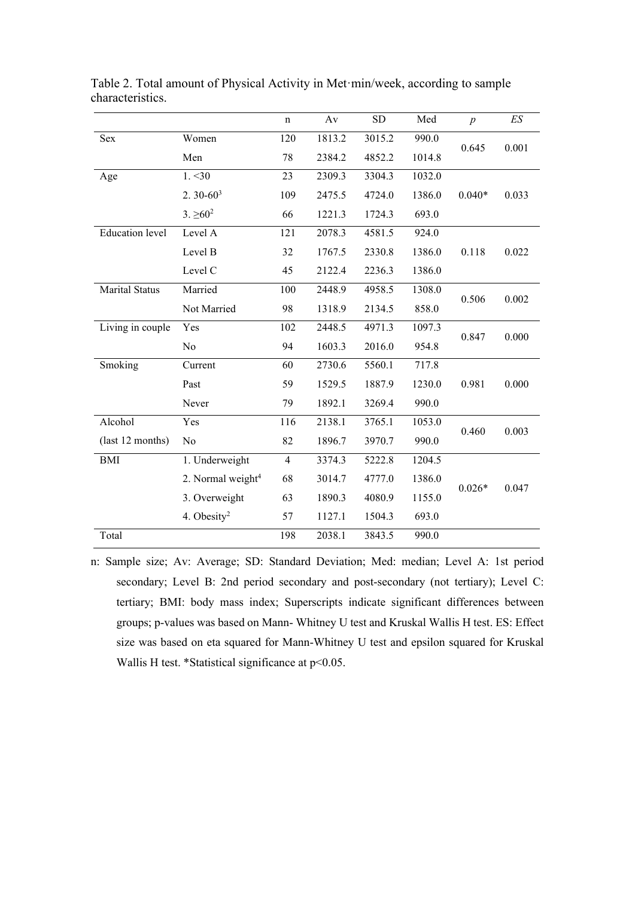Table 2. Total amount of Physical Activity in Met·min/week, according to sample characteristics.

| | | n | Av | SD | Med | *p* | *ES* |
|---|---|---|---|---|---|---|---|
| Sex | Women | 120 | 1813.2 | 3015.2 | 990.0 | 0.645 | 0.001 |
| | Men | 78 | 2384.2 | 4852.2 | 1014.8 | | |
| Age | 1. <30 | 23 | 2309.3 | 3304.3 | 1032.0 | 0.040* | 0.033 |
| | 2. 30-60[3] | 109 | 2475.5 | 4724.0 | 1386.0 | | |
| | 3. ≥60[2] | 66 | 1221.3 | 1724.3 | 693.0 | | |
| Education level | Level A | 121 | 2078.3 | 4581.5 | 924.0 | 0.118 | 0.022 |
| | Level B | 32 | 1767.5 | 2330.8 | 1386.0 | | |
| | Level C | 45 | 2122.4 | 2236.3 | 1386.0 | | |
| Marital Status | Married | 100 | 2448.9 | 4958.5 | 1308.0 | 0.506 | 0.002 |
| | Not Married | 98 | 1318.9 | 2134.5 | 858.0 | | |
| Living in couple | Yes | 102 | 2448.5 | 4971.3 | 1097.3 | 0.847 | 0.000 |
| | No | 94 | 1603.3 | 2016.0 | 954.8 | | |
| Smoking | Current | 60 | 2730.6 | 5560.1 | 717.8 | 0.981 | 0.000 |
| | Past | 59 | 1529.5 | 1887.9 | 1230.0 | | |
| | Never | 79 | 1892.1 | 3269.4 | 990.0 | | |
| Alcohol (last 12 months) | Yes | 116 | 2138.1 | 3765.1 | 1053.0 | 0.460 | 0.003 |
| | No | 82 | 1896.7 | 3970.7 | 990.0 | | |
| BMI | 1. Underweight | 4 | 3374.3 | 5222.8 | 1204.5 | 0.026* | 0.047 |
| | 2. Normal weight[4] | 68 | 3014.7 | 4777.0 | 1386.0 | | |
| | 3. Overweight | 63 | 1890.3 | 4080.9 | 1155.0 | | |
| | 4. Obesity[2] | 57 | 1127.1 | 1504.3 | 693.0 | | |
| Total | | 198 | 2038.1 | 3843.5 | 990.0 | | |

n: Sample size; Av: Average; SD: Standard Deviation; Med: median; Level A: 1st period secondary; Level B: 2nd period secondary and post-secondary (not tertiary); Level C: tertiary; BMI: body mass index; Superscripts indicate significant differences between groups; p-values was based on Mann- Whitney U test and Kruskal Wallis H test. ES: Effect size was based on eta squared for Mann-Whitney U test and epsilon squared for Kruskal Wallis H test. *Statistical significance at $p<0.05$.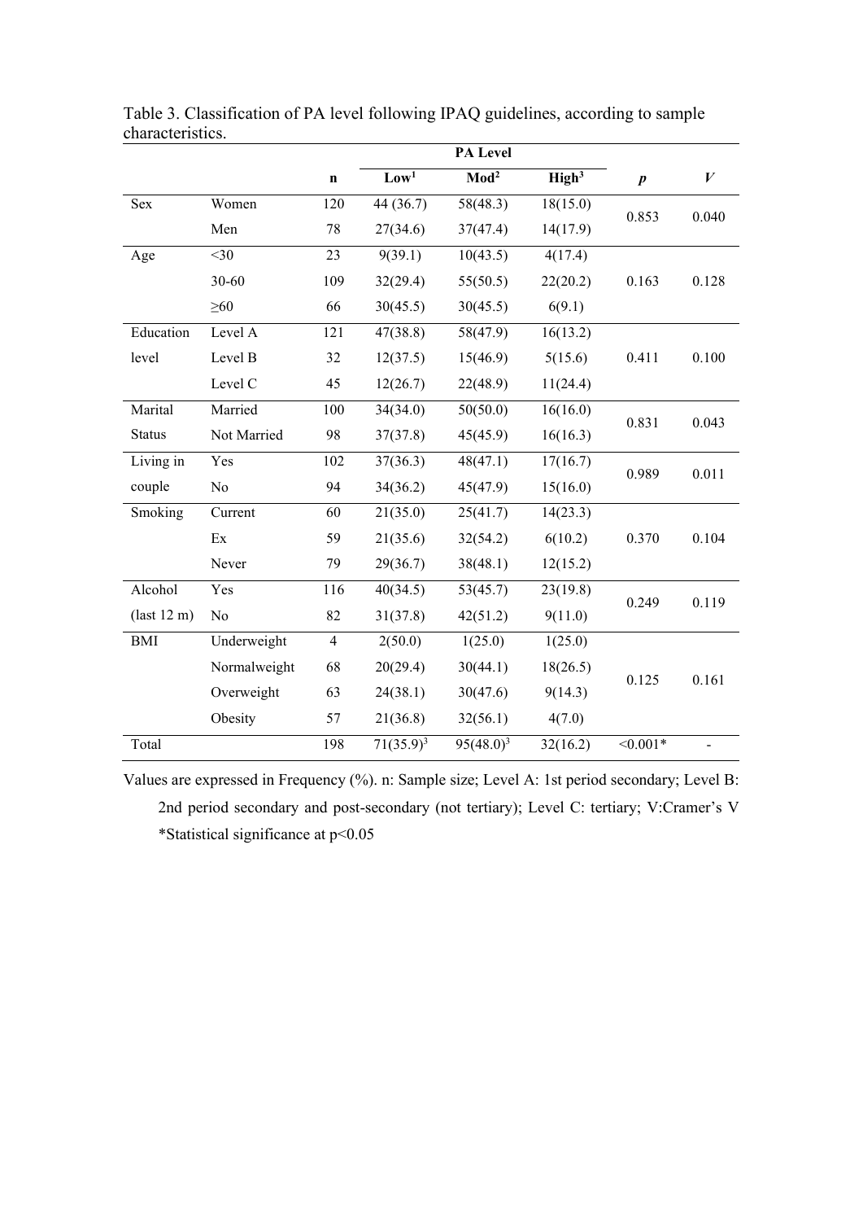Table 3. Classification of PA level following IPAQ guidelines, according to sample characteristics.

| | | | PA Level | | | | |
|---|---|---|---|---|---|---|---|
| | | **n** | **Low[1]** | **Mod[2]** | **High[3]** | ***p*** | ***V*** |
| Sex | Women | 120 | 44 (36.7) | 58(48.3) | 18(15.0) | 0.853 | 0.040 |
| | Men | 78 | 27(34.6) | 37(47.4) | 14(17.9) | | |
| Age | <30 | 23 | 9(39.1) | 10(43.5) | 4(17.4) | 0.163 | 0.128 |
| | 30-60 | 109 | 32(29.4) | 55(50.5) | 22(20.2) | | |
| | ≥60 | 66 | 30(45.5) | 30(45.5) | 6(9.1) | | |
| Education level | Level A | 121 | 47(38.8) | 58(47.9) | 16(13.2) | 0.411 | 0.100 |
| | Level B | 32 | 12(37.5) | 15(46.9) | 5(15.6) | | |
| | Level C | 45 | 12(26.7) | 22(48.9) | 11(24.4) | | |
| Marital Status | Married | 100 | 34(34.0) | 50(50.0) | 16(16.0) | 0.831 | 0.043 |
| | Not Married | 98 | 37(37.8) | 45(45.9) | 16(16.3) | | |
| Living in couple | Yes | 102 | 37(36.3) | 48(47.1) | 17(16.7) | 0.989 | 0.011 |
| | No | 94 | 34(36.2) | 45(47.9) | 15(16.0) | | |
| Smoking | Current | 60 | 21(35.0) | 25(41.7) | 14(23.3) | 0.370 | 0.104 |
| | Ex | 59 | 21(35.6) | 32(54.2) | 6(10.2) | | |
| | Never | 79 | 29(36.7) | 38(48.1) | 12(15.2) | | |
| Alcohol (last 12 m) | Yes | 116 | 40(34.5) | 53(45.7) | 23(19.8) | 0.249 | 0.119 |
| | No | 82 | 31(37.8) | 42(51.2) | 9(11.0) | | |
| BMI | Underweight | 4 | 2(50.0) | 1(25.0) | 1(25.0) | 0.125 | 0.161 |
| | Normalweight | 68 | 20(29.4) | 30(44.1) | 18(26.5) | | |
| | Overweight | 63 | 24(38.1) | 30(47.6) | 9(14.3) | | |
| | Obesity | 57 | 21(36.8) | 32(56.1) | 4(7.0) | | |
| Total | | 198 | 71(35.9)[3] | 95(48.0)[3] | 32(16.2) | <0.001* | - |

Values are expressed in Frequency (%). n: Sample size; Level A: 1st period secondary; Level B: 2nd period secondary and post-secondary (not tertiary); Level C: tertiary; V:Cramer's V *Statistical significance at $p<0.05$